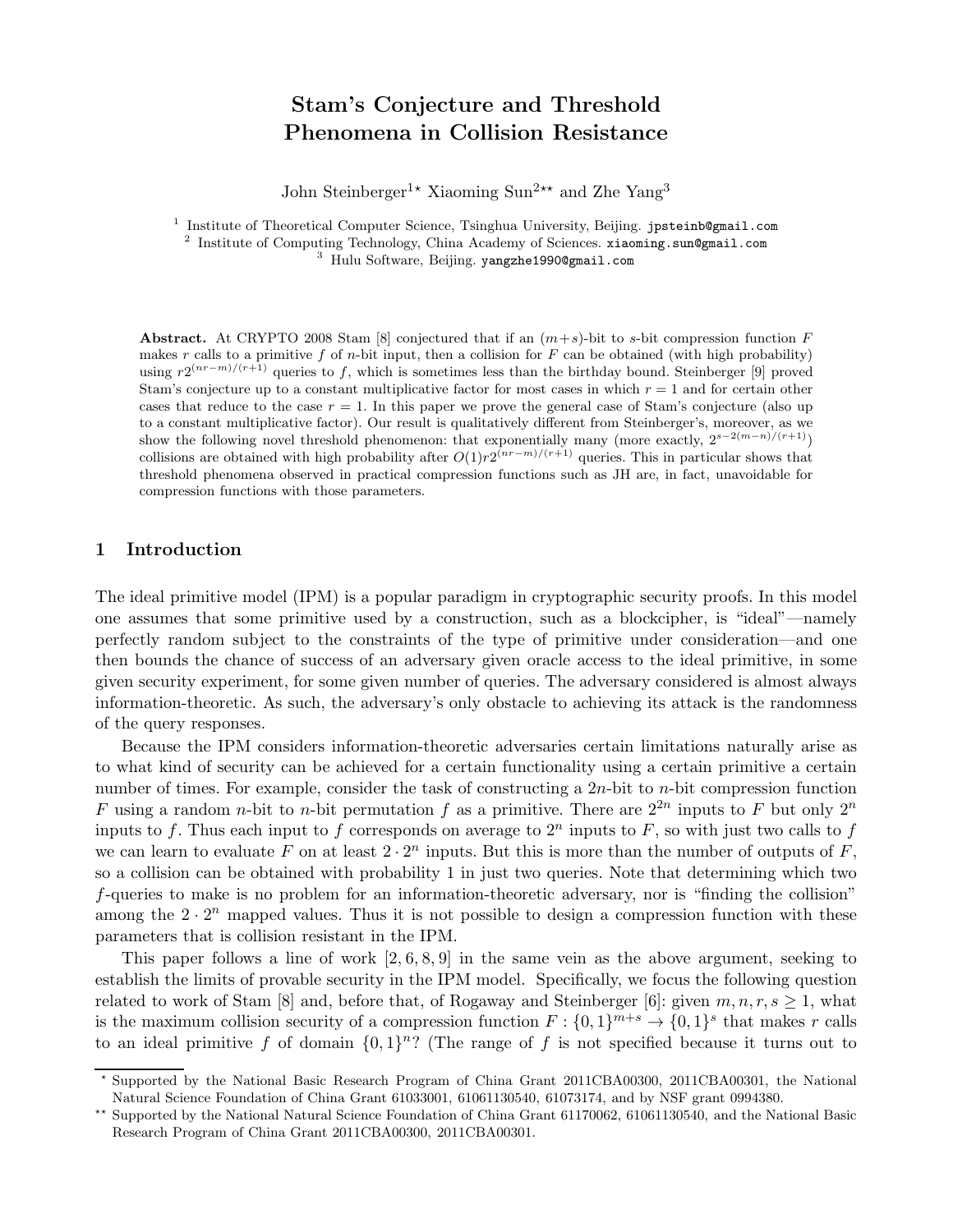# Stam's Conjecture and Threshold Phenomena in Collision Resistance

John Steinberger[1]* Xiaoming Sun[2]** and Zhe Yang[3]

[1] Institute of Theoretical Computer Science, Tsinghua University, Beijing. jpsteinb@gmail.com
[2] Institute of Computing Technology, China Academy of Sciences. xiaoming.sun@gmail.com
[3] Hulu Software, Beijing. yangzhe1990@gmail.com

**Abstract.** At CRYPTO 2008 Stam [8] conjectured that if an $(m+s)$-bit to $s$-bit compression function $F$ makes $r$ calls to a primitive $f$ of $n$-bit input, then a collision for $F$ can be obtained (with high probability) using $r2^{(nr-m)/(r+1)}$ queries to $f$, which is sometimes less than the birthday bound. Steinberger [9] proved Stam's conjecture up to a constant multiplicative factor for most cases in which $r = 1$ and for certain other cases that reduce to the case $r = 1$. In this paper we prove the general case of Stam's conjecture (also up to a constant multiplicative factor). Our result is qualitatively different from Steinberger's, moreover, as we show the following novel threshold phenomenon: that exponentially many (more exactly, $2^{s-2(m-n)/(r+1)}$) collisions are obtained with high probability after $O(1)r2^{(nr-m)/(r+1)}$ queries. This in particular shows that threshold phenomena observed in practical compression functions such as JH are, in fact, unavoidable for compression functions with those parameters.

## 1 Introduction

The ideal primitive model (IPM) is a popular paradigm in cryptographic security proofs. In this model one assumes that some primitive used by a construction, such as a blockcipher, is "ideal"—namely perfectly random subject to the constraints of the type of primitive under consideration—and one then bounds the chance of success of an adversary given oracle access to the ideal primitive, in some given security experiment, for some given number of queries. The adversary considered is almost always information-theoretic. As such, the adversary's only obstacle to achieving its attack is the randomness of the query responses.

Because the IPM considers information-theoretic adversaries certain limitations naturally arise as to what kind of security can be achieved for a certain functionality using a certain primitive a certain number of times. For example, consider the task of constructing a $2n$-bit to $n$-bit compression function $F$ using a random $n$-bit to $n$-bit permutation $f$ as a primitive. There are $2^{2n}$ inputs to $F$ but only $2^n$ inputs to $f$. Thus each input to $f$ corresponds on average to $2^n$ inputs to $F$, so with just two calls to $f$ we can learn to evaluate $F$ on at least $2 \cdot 2^n$ inputs. But this is more than the number of outputs of $F$, so a collision can be obtained with probability 1 in just two queries. Note that determining which two $f$-queries to make is no problem for an information-theoretic adversary, nor is "finding the collision" among the $2 \cdot 2^n$ mapped values. Thus it is not possible to design a compression function with these parameters that is collision resistant in the IPM.

This paper follows a line of work [2, 6, 8, 9] in the same vein as the above argument, seeking to establish the limits of provable security in the IPM model. Specifically, we focus the following question related to work of Stam [8] and, before that, of Rogaway and Steinberger [6]: given $m, n, r, s \geq 1$, what is the maximum collision security of a compression function $F : \{0, 1\}^{m+s} \rightarrow \{0, 1\}^s$ that makes $r$ calls to an ideal primitive $f$ of domain $\{0, 1\}^n$? (The range of $f$ is not specified because it turns out to

* Supported by the National Basic Research Program of China Grant 2011CBA00300, 2011CBA00301, the National Natural Science Foundation of China Grant 61033001, 61061130540, 61073174, and by NSF grant 0994380.

** Supported by the National Natural Science Foundation of China Grant 61170062, 61061130540, and the National Basic Research Program of China Grant 2011CBA00300, 2011CBA00301.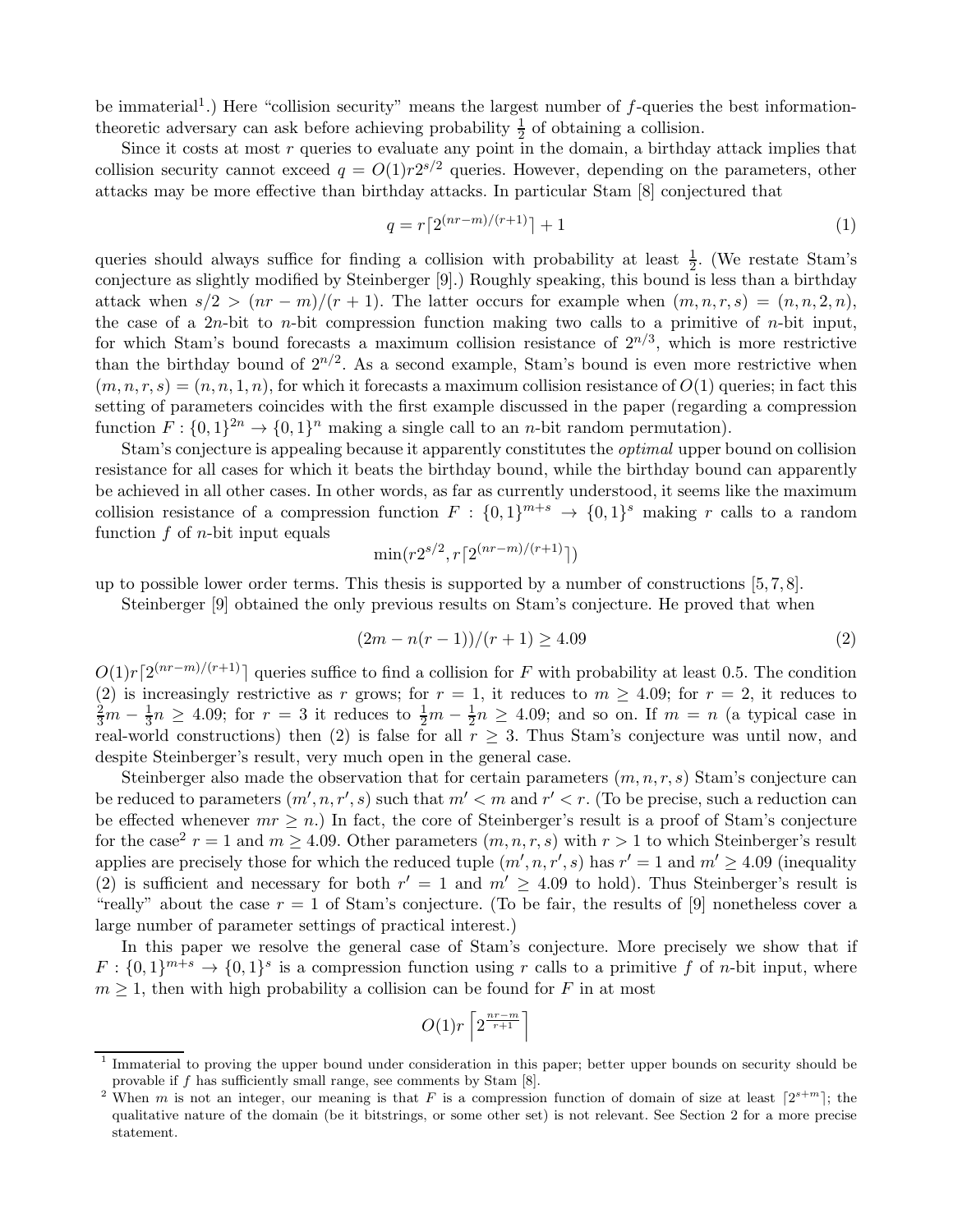be immaterial[1].) Here "collision security" means the largest number of $f$-queries the best information-theoretic adversary can ask before achieving probability $\frac{1}{2}$ of obtaining a collision.

Since it costs at most $r$ queries to evaluate any point in the domain, a birthday attack implies that collision security cannot exceed $q = O(1)r2^{s/2}$ queries. However, depending on the parameters, other attacks may be more effective than birthday attacks. In particular Stam [8] conjectured that

$$q = r\lceil 2^{(nr-m)/(r+1)}\rceil + 1 \tag{1}$$

queries should always suffice for finding a collision with probability at least $\frac{1}{2}$. (We restate Stam's conjecture as slightly modified by Steinberger [9].) Roughly speaking, this bound is less than a birthday attack when $s/2 > (nr-m)/(r+1)$. The latter occurs for example when $(m, n, r, s) = (n, n, 2, n)$, the case of a $2n$-bit to $n$-bit compression function making two calls to a primitive of $n$-bit input, for which Stam's bound forecasts a maximum collision resistance of $2^{n/3}$, which is more restrictive than the birthday bound of $2^{n/2}$. As a second example, Stam's bound is even more restrictive when $(m, n, r, s) = (n, n, 1, n)$, for which it forecasts a maximum collision resistance of $O(1)$ queries; in fact this setting of parameters coincides with the first example discussed in the paper (regarding a compression function $F : \{0,1\}^{2n} \to \{0,1\}^n$ making a single call to an $n$-bit random permutation).

Stam's conjecture is appealing because it apparently constitutes the *optimal* upper bound on collision resistance for all cases for which it beats the birthday bound, while the birthday bound can apparently be achieved in all other cases. In other words, as far as currently understood, it seems like the maximum collision resistance of a compression function $F : \{0,1\}^{m+s} \to \{0,1\}^s$ making $r$ calls to a random function $f$ of $n$-bit input equals

$$\min(r2^{s/2}, r\lceil 2^{(nr-m)/(r+1)}\rceil)$$

up to possible lower order terms. This thesis is supported by a number of constructions [5,7,8].

Steinberger [9] obtained the only previous results on Stam's conjecture. He proved that when

$$(2m - n(r-1))/(r+1) \geq 4.09 \tag{2}$$

$O(1)r\lceil 2^{(nr-m)/(r+1)}\rceil$ queries suffice to find a collision for $F$ with probability at least 0.5. The condition (2) is increasingly restrictive as $r$ grows; for $r = 1$, it reduces to $m \geq 4.09$; for $r = 2$, it reduces to $\frac{2}{3}m - \frac{1}{3}n \geq 4.09$; for $r = 3$ it reduces to $\frac{1}{2}m - \frac{1}{2}n \geq 4.09$; and so on. If $m = n$ (a typical case in real-world constructions) then (2) is false for all $r \geq 3$. Thus Stam's conjecture was until now, and despite Steinberger's result, very much open in the general case.

Steinberger also made the observation that for certain parameters $(m, n, r, s)$ Stam's conjecture can be reduced to parameters $(m', n, r', s)$ such that $m' < m$ and $r' < r$. (To be precise, such a reduction can be effected whenever $mr \geq n$.) In fact, the core of Steinberger's result is a proof of Stam's conjecture for the case[2] $r = 1$ and $m \geq 4.09$. Other parameters $(m, n, r, s)$ with $r > 1$ to which Steinberger's result applies are precisely those for which the reduced tuple $(m', n, r', s)$ has $r' = 1$ and $m' \geq 4.09$ (inequality (2) is sufficient and necessary for both $r' = 1$ and $m' \geq 4.09$ to hold). Thus Steinberger's result is "really" about the case $r = 1$ of Stam's conjecture. (To be fair, the results of [9] nonetheless cover a large number of parameter settings of practical interest.)

In this paper we resolve the general case of Stam's conjecture. More precisely we show that if $F : \{0,1\}^{m+s} \to \{0,1\}^s$ is a compression function using $r$ calls to a primitive $f$ of $n$-bit input, where $m \geq 1$, then with high probability a collision can be found for $F$ in at most

$$O(1)r\left\lceil 2^{\frac{nr-m}{r+1}}\right\rceil$$

---

[1] Immaterial to proving the upper bound under consideration in this paper; better upper bounds on security should be provable if $f$ has sufficiently small range, see comments by Stam [8].

[2] When $m$ is not an integer, our meaning is that $F$ is a compression function of domain of size at least $\lceil 2^{s+m}\rceil$; the qualitative nature of the domain (be it bitstrings, or some other set) is not relevant. See Section 2 for a more precise statement.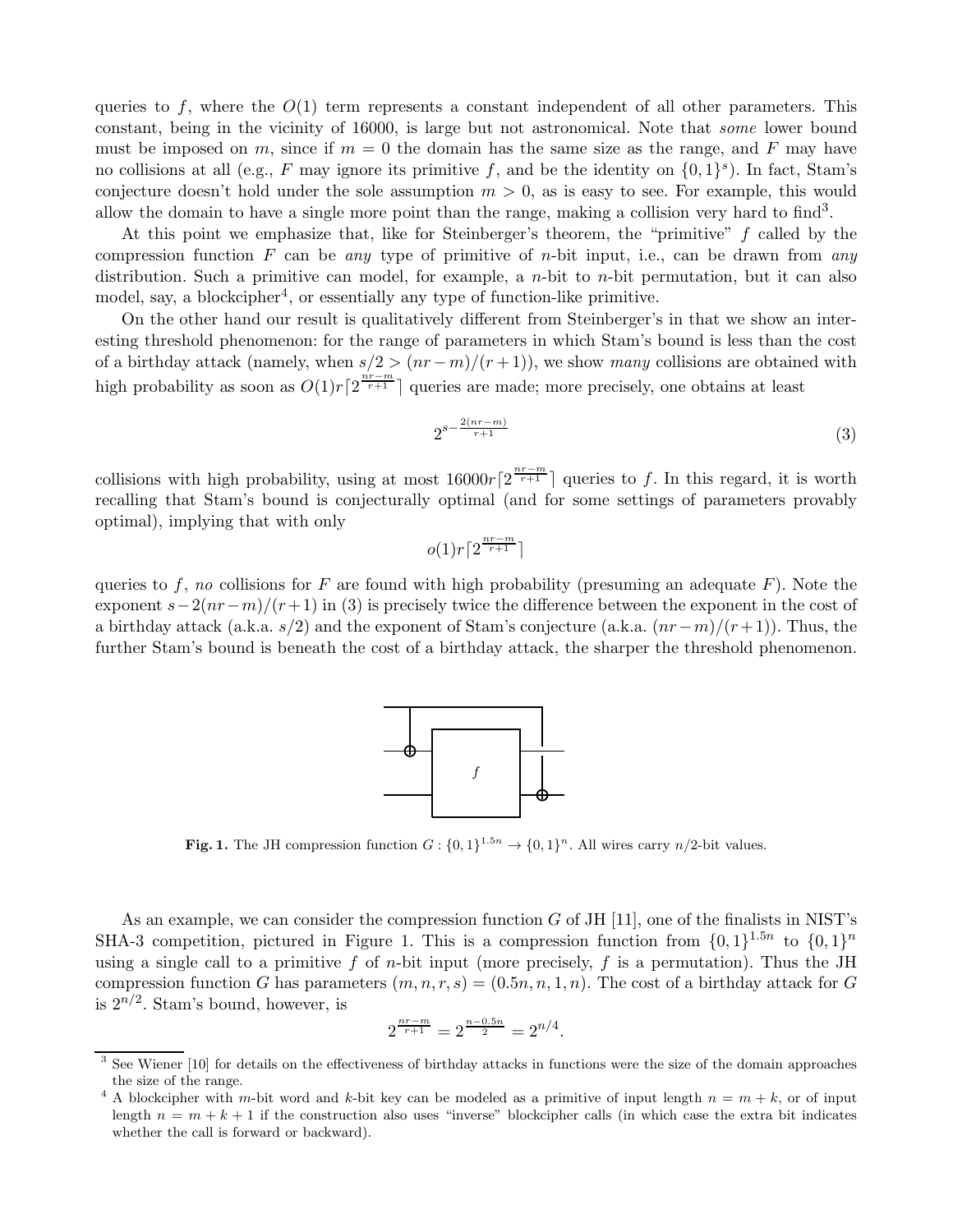queries to $f$, where the $O(1)$ term represents a constant independent of all other parameters. This constant, being in the vicinity of 16000, is large but not astronomical. Note that *some* lower bound must be imposed on $m$, since if $m = 0$ the domain has the same size as the range, and $F$ may have no collisions at all (e.g., $F$ may ignore its primitive $f$, and be the identity on $\{0,1\}^s$). In fact, Stam's conjecture doesn't hold under the sole assumption $m > 0$, as is easy to see. For example, this would allow the domain to have a single more point than the range, making a collision very hard to find[3].

At this point we emphasize that, like for Steinberger's theorem, the "primitive" $f$ called by the compression function $F$ can be *any* type of primitive of $n$-bit input, i.e., can be drawn from *any* distribution. Such a primitive can model, for example, a $n$-bit to $n$-bit permutation, but it can also model, say, a blockcipher[4], or essentially any type of function-like primitive.

On the other hand our result is qualitatively different from Steinberger's in that we show an interesting threshold phenomenon: for the range of parameters in which Stam's bound is less than the cost of a birthday attack (namely, when $s/2 > (nr-m)/(r+1)$), we show *many* collisions are obtained with high probability as soon as $O(1)r\lceil 2^{\frac{nr-m}{r+1}}\rceil$ queries are made; more precisely, one obtains at least

$$2^{s-\frac{2(nr-m)}{r+1}} \tag{3}$$

collisions with high probability, using at most $16000r\lceil 2^{\frac{nr-m}{r+1}}\rceil$ queries to $f$. In this regard, it is worth recalling that Stam's bound is conjecturally optimal (and for some settings of parameters provably optimal), implying that with only

$$o(1)r\lceil 2^{\frac{nr-m}{r+1}}\rceil$$

queries to $f$, *no* collisions for $F$ are found with high probability (presuming an adequate $F$). Note the exponent $s-2(nr-m)/(r+1)$ in (3) is precisely twice the difference between the exponent in the cost of a birthday attack (a.k.a. $s/2$) and the exponent of Stam's conjecture (a.k.a. $(nr-m)/(r+1)$). Thus, the further Stam's bound is beneath the cost of a birthday attack, the sharper the threshold phenomenon.

**Fig. 1.** The JH compression function $G : \{0,1\}^{1.5n} \to \{0,1\}^n$. All wires carry $n/2$-bit values.

As an example, we can consider the compression function $G$ of JH [11], one of the finalists in NIST's SHA-3 competition, pictured in Figure 1. This is a compression function from $\{0,1\}^{1.5n}$ to $\{0,1\}^n$ using a single call to a primitive $f$ of $n$-bit input (more precisely, $f$ is a permutation). Thus the JH compression function $G$ has parameters $(m,n,r,s) = (0.5n, n, 1, n)$. The cost of a birthday attack for $G$ is $2^{n/2}$. Stam's bound, however, is

$$2^{\frac{nr-m}{r+1}} = 2^{\frac{n-0.5n}{2}} = 2^{n/4}.$$

[3] See Wiener [10] for details on the effectiveness of birthday attacks in functions were the size of the domain approaches the size of the range.

[4] A blockcipher with $m$-bit word and $k$-bit key can be modeled as a primitive of input length $n = m + k$, or of input length $n = m + k + 1$ if the construction also uses "inverse" blockcipher calls (in which case the extra bit indicates whether the call is forward or backward).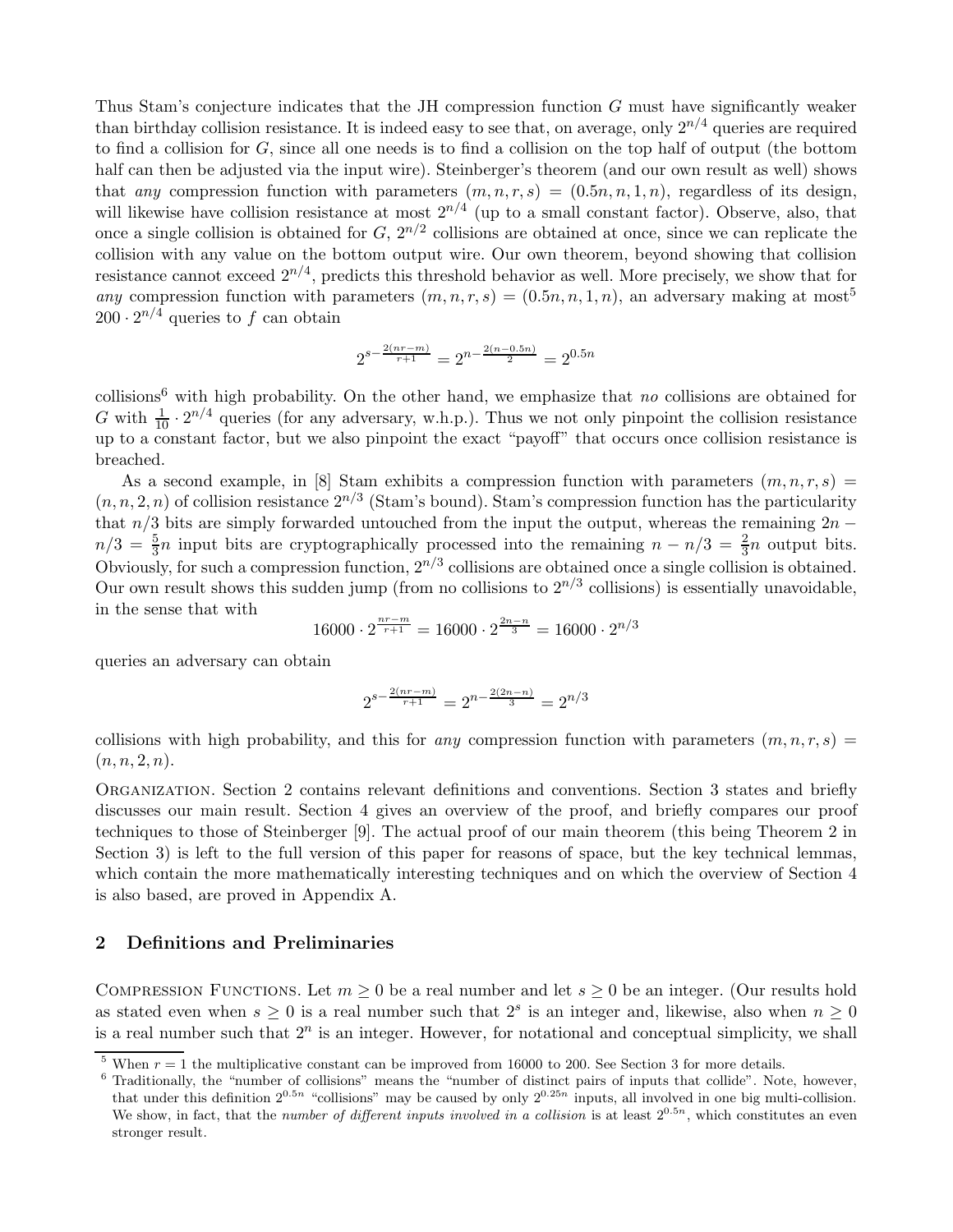Thus Stam's conjecture indicates that the JH compression function $G$ must have significantly weaker than birthday collision resistance. It is indeed easy to see that, on average, only $2^{n/4}$ queries are required to find a collision for $G$, since all one needs is to find a collision on the top half of output (the bottom half can then be adjusted via the input wire). Steinberger's theorem (and our own result as well) shows that *any* compression function with parameters $(m, n, r, s) = (0.5n, n, 1, n)$, regardless of its design, will likewise have collision resistance at most $2^{n/4}$ (up to a small constant factor). Observe, also, that once a single collision is obtained for $G$, $2^{n/2}$ collisions are obtained at once, since we can replicate the collision with any value on the bottom output wire. Our own theorem, beyond showing that collision resistance cannot exceed $2^{n/4}$, predicts this threshold behavior as well. More precisely, we show that for *any* compression function with parameters $(m, n, r, s) = (0.5n, n, 1, n)$, an adversary making at most[5] $200 \cdot 2^{n/4}$ queries to $f$ can obtain

$$2^{s - \frac{2(nr-m)}{r+1}} = 2^{n - \frac{2(n-0.5n)}{2}} = 2^{0.5n}$$

collisions[6] with high probability. On the other hand, we emphasize that *no* collisions are obtained for $G$ with $\frac{1}{10} \cdot 2^{n/4}$ queries (for any adversary, w.h.p.). Thus we not only pinpoint the collision resistance up to a constant factor, but we also pinpoint the exact "payoff" that occurs once collision resistance is breached.

As a second example, in [8] Stam exhibits a compression function with parameters $(m, n, r, s) = (n, n, 2, n)$ of collision resistance $2^{n/3}$ (Stam's bound). Stam's compression function has the particularity that $n/3$ bits are simply forwarded untouched from the input the output, whereas the remaining $2n - n/3 = \frac{5}{3}n$ input bits are cryptographically processed into the remaining $n - n/3 = \frac{2}{3}n$ output bits. Obviously, for such a compression function, $2^{n/3}$ collisions are obtained once a single collision is obtained. Our own result shows this sudden jump (from no collisions to $2^{n/3}$ collisions) is essentially unavoidable, in the sense that with

$$16000 \cdot 2^{\frac{nr-m}{r+1}} = 16000 \cdot 2^{\frac{2n-n}{3}} = 16000 \cdot 2^{n/3}$$

queries an adversary can obtain

$$2^{s - \frac{2(nr-m)}{r+1}} = 2^{n - \frac{2(2n-n)}{3}} = 2^{n/3}$$

collisions with high probability, and this for *any* compression function with parameters $(m, n, r, s) = (n, n, 2, n)$.

Organization. Section 2 contains relevant definitions and conventions. Section 3 states and briefly discusses our main result. Section 4 gives an overview of the proof, and briefly compares our proof techniques to those of Steinberger [9]. The actual proof of our main theorem (this being Theorem 2 in Section 3) is left to the full version of this paper for reasons of space, but the key technical lemmas, which contain the more mathematically interesting techniques and on which the overview of Section 4 is also based, are proved in Appendix A.

## 2 Definitions and Preliminaries

Compression Functions. Let $m \geq 0$ be a real number and let $s \geq 0$ be an integer. (Our results hold as stated even when $s \geq 0$ is a real number such that $2^s$ is an integer and, likewise, also when $n \geq 0$ is a real number such that $2^n$ is an integer. However, for notational and conceptual simplicity, we shall

---

[5] When $r = 1$ the multiplicative constant can be improved from 16000 to 200. See Section 3 for more details.

[6] Traditionally, the "number of collisions" means the "number of distinct pairs of inputs that collide". Note, however, that under this definition $2^{0.5n}$ "collisions" may be caused by only $2^{0.25n}$ inputs, all involved in one big multi-collision. We show, in fact, that the *number of different inputs involved in a collision* is at least $2^{0.5n}$, which constitutes an even stronger result.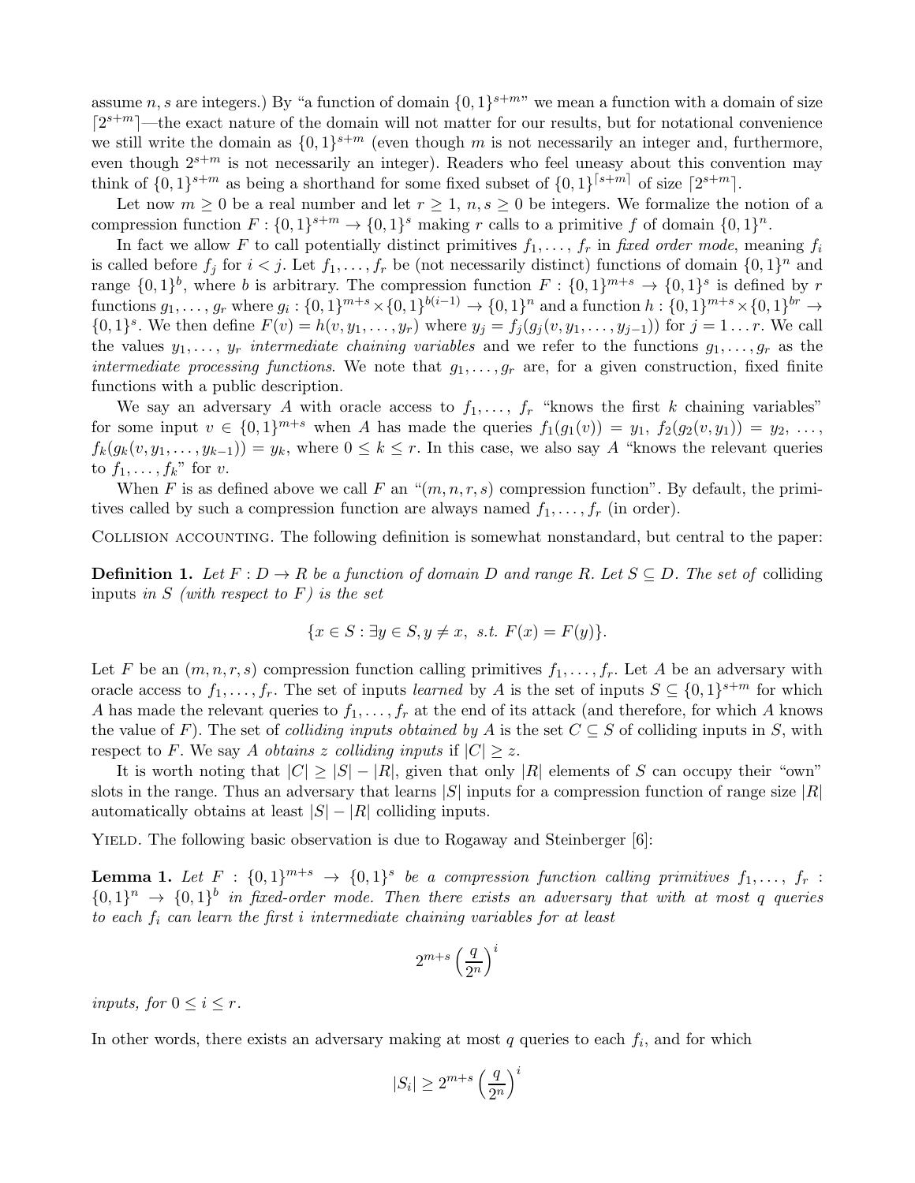assume $n, s$ are integers.) By "a function of domain $\{0,1\}^{s+m}$" we mean a function with a domain of size $\lceil 2^{s+m} \rceil$—the exact nature of the domain will not matter for our results, but for notational convenience we still write the domain as $\{0,1\}^{s+m}$ (even though $m$ is not necessarily an integer and, furthermore, even though $2^{s+m}$ is not necessarily an integer). Readers who feel uneasy about this convention may think of $\{0,1\}^{s+m}$ as being a shorthand for some fixed subset of $\{0,1\}^{\lceil s+m \rceil}$ of size $\lceil 2^{s+m} \rceil$.

Let now $m \geq 0$ be a real number and let $r \geq 1$, $n, s \geq 0$ be integers. We formalize the notion of a compression function $F : \{0,1\}^{s+m} \to \{0,1\}^s$ making $r$ calls to a primitive $f$ of domain $\{0,1\}^n$.

In fact we allow $F$ to call potentially distinct primitives $f_1, \ldots, f_r$ in *fixed order mode*, meaning $f_i$ is called before $f_j$ for $i < j$. Let $f_1, \ldots, f_r$ be (not necessarily distinct) functions of domain $\{0,1\}^n$ and range $\{0,1\}^b$, where $b$ is arbitrary. The compression function $F : \{0,1\}^{m+s} \to \{0,1\}^s$ is defined by $r$ functions $g_1, \ldots, g_r$ where $g_i : \{0,1\}^{m+s} \times \{0,1\}^{b(i-1)} \to \{0,1\}^n$ and a function $h : \{0,1\}^{m+s} \times \{0,1\}^{br} \to \{0,1\}^s$. We then define $F(v) = h(v, y_1, \ldots, y_r)$ where $y_j = f_j(g_j(v, y_1, \ldots, y_{j-1}))$ for $j = 1 \ldots r$. We call the values $y_1, \ldots, y_r$ *intermediate chaining variables* and we refer to the functions $g_1, \ldots, g_r$ as the *intermediate processing functions*. We note that $g_1, \ldots, g_r$ are, for a given construction, fixed finite functions with a public description.

We say an adversary $A$ with oracle access to $f_1, \ldots, f_r$ "knows the first $k$ chaining variables" for some input $v \in \{0,1\}^{m+s}$ when $A$ has made the queries $f_1(g_1(v)) = y_1$, $f_2(g_2(v, y_1)) = y_2$, $\ldots$, $f_k(g_k(v, y_1, \ldots, y_{k-1})) = y_k$, where $0 \leq k \leq r$. In this case, we also say $A$ "knows the relevant queries to $f_1, \ldots, f_k$" for $v$.

When $F$ is as defined above we call $F$ an "$(m, n, r, s)$ compression function". By default, the primitives called by such a compression function are always named $f_1, \ldots, f_r$ (in order).

COLLISION ACCOUNTING. The following definition is somewhat nonstandard, but central to the paper:

**Definition 1.** *Let $F : D \to R$ be a function of domain $D$ and range $R$. Let $S \subseteq D$. The set of* colliding inputs *in $S$ (with respect to $F$) is the set*

$$\{x \in S : \exists y \in S, y \neq x, \text{ s.t. } F(x) = F(y)\}.$$

Let $F$ be an $(m, n, r, s)$ compression function calling primitives $f_1, \ldots, f_r$. Let $A$ be an adversary with oracle access to $f_1, \ldots, f_r$. The set of inputs *learned* by $A$ is the set of inputs $S \subseteq \{0,1\}^{s+m}$ for which $A$ has made the relevant queries to $f_1, \ldots, f_r$ at the end of its attack (and therefore, for which $A$ knows the value of $F$). The set of *colliding inputs obtained by* $A$ is the set $C \subseteq S$ of colliding inputs in $S$, with respect to $F$. We say $A$ *obtains $z$ colliding inputs* if $|C| \geq z$.

It is worth noting that $|C| \geq |S| - |R|$, given that only $|R|$ elements of $S$ can occupy their "own" slots in the range. Thus an adversary that learns $|S|$ inputs for a compression function of range size $|R|$ automatically obtains at least $|S| - |R|$ colliding inputs.

YIELD. The following basic observation is due to Rogaway and Steinberger [6]:

**Lemma 1.** *Let $F : \{0,1\}^{m+s} \to \{0,1\}^s$ be a compression function calling primitives $f_1, \ldots, f_r : \{0,1\}^n \to \{0,1\}^b$ in fixed-order mode. Then there exists an adversary that with at most $q$ queries to each $f_i$ can learn the first $i$ intermediate chaining variables for at least*

$$2^{m+s} \left( \frac{q}{2^n} \right)^i$$

*inputs, for $0 \leq i \leq r$.*

In other words, there exists an adversary making at most $q$ queries to each $f_i$, and for which

$$|S_i| \geq 2^{m+s} \left( \frac{q}{2^n} \right)^i$$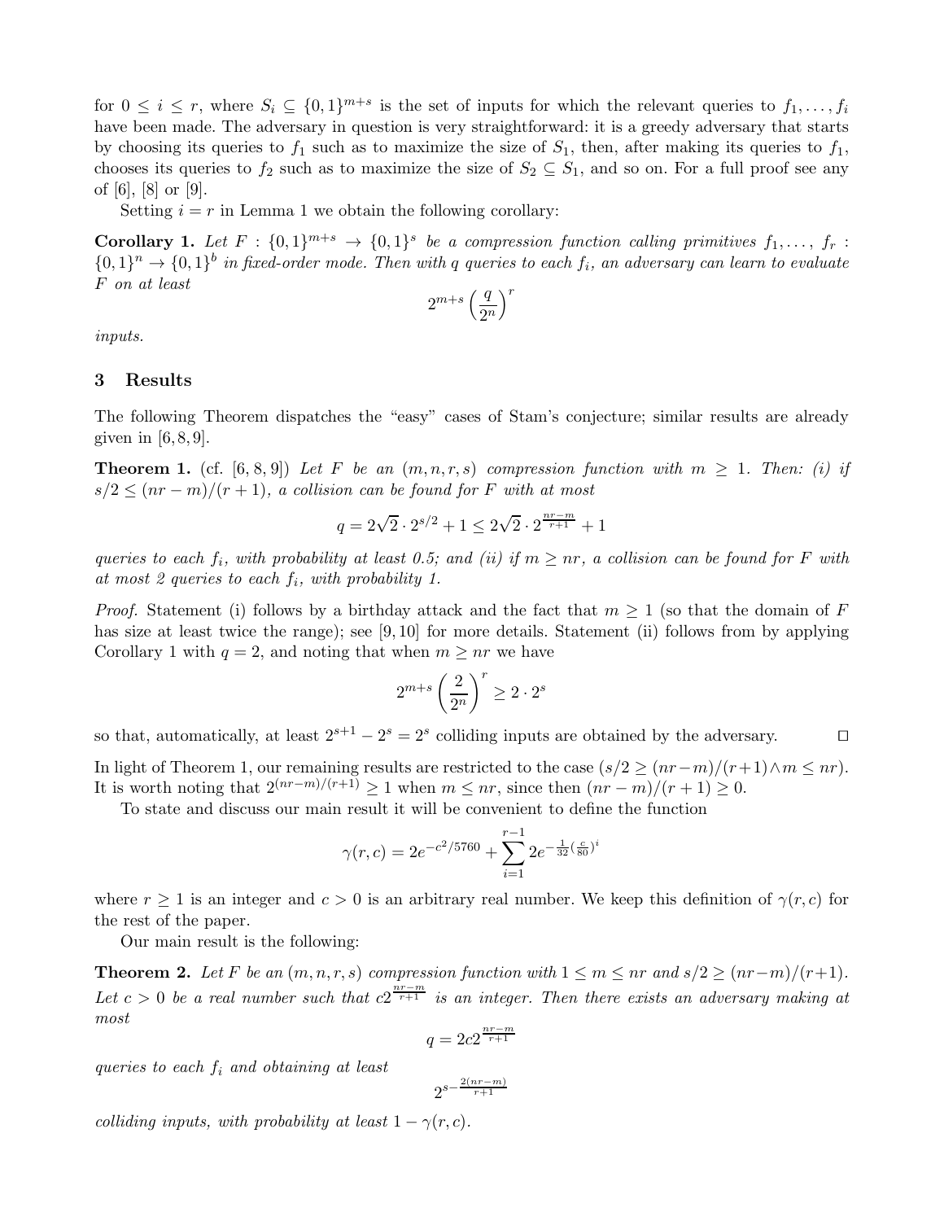for $0 \leq i \leq r$, where $S_i \subseteq \{0,1\}^{m+s}$ is the set of inputs for which the relevant queries to $f_1, \ldots, f_i$ have been made. The adversary in question is very straightforward: it is a greedy adversary that starts by choosing its queries to $f_1$ such as to maximize the size of $S_1$, then, after making its queries to $f_1$, chooses its queries to $f_2$ such as to maximize the size of $S_2 \subseteq S_1$, and so on. For a full proof see any of [6], [8] or [9].

Setting $i = r$ in Lemma 1 we obtain the following corollary:

**Corollary 1.** *Let $F : \{0,1\}^{m+s} \to \{0,1\}^s$ be a compression function calling primitives $f_1, \ldots, f_r : \{0,1\}^n \to \{0,1\}^b$ in fixed-order mode. Then with $q$ queries to each $f_i$, an adversary can learn to evaluate $F$ on at least*

$$2^{m+s}\left(\frac{q}{2^n}\right)^r$$

*inputs.*

## 3 Results

The following Theorem dispatches the "easy" cases of Stam's conjecture; similar results are already given in [6,8,9].

**Theorem 1.** (cf. [6, 8, 9]) *Let $F$ be an $(m,n,r,s)$ compression function with $m \geq 1$. Then: (i) if $s/2 \leq (nr-m)/(r+1)$, a collision can be found for $F$ with at most*

$$q = 2\sqrt{2} \cdot 2^{s/2} + 1 \leq 2\sqrt{2} \cdot 2^{\frac{nr-m}{r+1}} + 1$$

*queries to each $f_i$, with probability at least 0.5; and (ii) if $m \geq nr$, a collision can be found for $F$ with at most 2 queries to each $f_i$, with probability 1.*

*Proof.* Statement (i) follows by a birthday attack and the fact that $m \geq 1$ (so that the domain of $F$ has size at least twice the range); see [9,10] for more details. Statement (ii) follows from by applying Corollary 1 with $q = 2$, and noting that when $m \geq nr$ we have

$$2^{m+s}\left(\frac{2}{2^n}\right)^r \geq 2 \cdot 2^s$$

so that, automatically, at least $2^{s+1} - 2^s = 2^s$ colliding inputs are obtained by the adversary. $\square$

In light of Theorem 1, our remaining results are restricted to the case $(s/2 \geq (nr-m)/(r+1) \wedge m \leq nr)$. It is worth noting that $2^{(nr-m)/(r+1)} \geq 1$ when $m \leq nr$, since then $(nr-m)/(r+1) \geq 0$.

To state and discuss our main result it will be convenient to define the function

$$\gamma(r,c) = 2e^{-c^2/5760} + \sum_{i=1}^{r-1} 2e^{-\frac{1}{32}\left(\frac{c}{80}\right)^i}$$

where $r \geq 1$ is an integer and $c > 0$ is an arbitrary real number. We keep this definition of $\gamma(r,c)$ for the rest of the paper.

Our main result is the following:

**Theorem 2.** *Let $F$ be an $(m,n,r,s)$ compression function with $1 \leq m \leq nr$ and $s/2 \geq (nr-m)/(r+1)$. Let $c > 0$ be a real number such that $c2^{\frac{nr-m}{r+1}}$ is an integer. Then there exists an adversary making at most*

$$q = 2c2^{\frac{nr-m}{r+1}}$$

*queries to each $f_i$ and obtaining at least*

$$2^{s-\frac{2(nr-m)}{r+1}}$$

*colliding inputs, with probability at least $1 - \gamma(r,c)$.*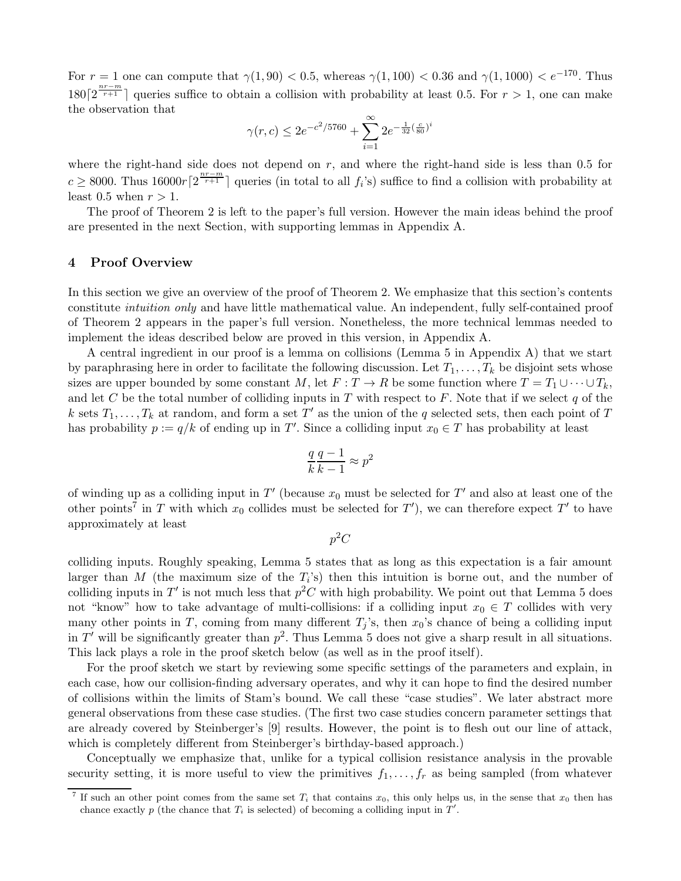For $r = 1$ one can compute that $\gamma(1, 90) < 0.5$, whereas $\gamma(1, 100) < 0.36$ and $\gamma(1, 1000) < e^{-170}$. Thus $180\lceil 2^{\frac{nr-m}{r+1}} \rceil$ queries suffice to obtain a collision with probability at least 0.5. For $r > 1$, one can make the observation that

$$\gamma(r, c) \leq 2e^{-c^2/5760} + \sum_{i=1}^{\infty} 2e^{-\frac{1}{32}(\frac{c}{80})^i}$$

where the right-hand side does not depend on $r$, and where the right-hand side is less than 0.5 for $c \geq 8000$. Thus $16000r\lceil 2^{\frac{nr-m}{r+1}} \rceil$ queries (in total to all $f_i$'s) suffice to find a collision with probability at least 0.5 when $r > 1$.

The proof of Theorem 2 is left to the paper's full version. However the main ideas behind the proof are presented in the next Section, with supporting lemmas in Appendix A.

## 4 Proof Overview

In this section we give an overview of the proof of Theorem 2. We emphasize that this section's contents constitute *intuition only* and have little mathematical value. An independent, fully self-contained proof of Theorem 2 appears in the paper's full version. Nonetheless, the more technical lemmas needed to implement the ideas described below are proved in this version, in Appendix A.

A central ingredient in our proof is a lemma on collisions (Lemma 5 in Appendix A) that we start by paraphrasing here in order to facilitate the following discussion. Let $T_1, \ldots, T_k$ be disjoint sets whose sizes are upper bounded by some constant $M$, let $F : T \to R$ be some function where $T = T_1 \cup \cdots \cup T_k$, and let $C$ be the total number of colliding inputs in $T$ with respect to $F$. Note that if we select $q$ of the $k$ sets $T_1, \ldots, T_k$ at random, and form a set $T'$ as the union of the $q$ selected sets, then each point of $T$ has probability $p := q/k$ of ending up in $T'$. Since a colliding input $x_0 \in T$ has probability at least

$$\frac{q}{k}\frac{q-1}{k-1} \approx p^2$$

of winding up as a colliding input in $T'$ (because $x_0$ must be selected for $T'$ and also at least one of the other points[7] in $T$ with which $x_0$ collides must be selected for $T'$), we can therefore expect $T'$ to have approximately at least

$$p^2C$$

colliding inputs. Roughly speaking, Lemma 5 states that as long as this expectation is a fair amount larger than $M$ (the maximum size of the $T_i$'s) then this intuition is borne out, and the number of colliding inputs in $T'$ is not much less that $p^2C$ with high probability. We point out that Lemma 5 does not "know" how to take advantage of multi-collisions: if a colliding input $x_0 \in T$ collides with very many other points in $T$, coming from many different $T_j$'s, then $x_0$'s chance of being a colliding input in $T'$ will be significantly greater than $p^2$. Thus Lemma 5 does not give a sharp result in all situations. This lack plays a role in the proof sketch below (as well as in the proof itself).

For the proof sketch we start by reviewing some specific settings of the parameters and explain, in each case, how our collision-finding adversary operates, and why it can hope to find the desired number of collisions within the limits of Stam's bound. We call these "case studies". We later abstract more general observations from these case studies. (The first two case studies concern parameter settings that are already covered by Steinberger's [9] results. However, the point is to flesh out our line of attack, which is completely different from Steinberger's birthday-based approach.)

Conceptually we emphasize that, unlike for a typical collision resistance analysis in the provable security setting, it is more useful to view the primitives $f_1, \ldots, f_r$ as being sampled (from whatever

[7] If such an other point comes from the same set $T_i$ that contains $x_0$, this only helps us, in the sense that $x_0$ then has chance exactly $p$ (the chance that $T_i$ is selected) of becoming a colliding input in $T'$.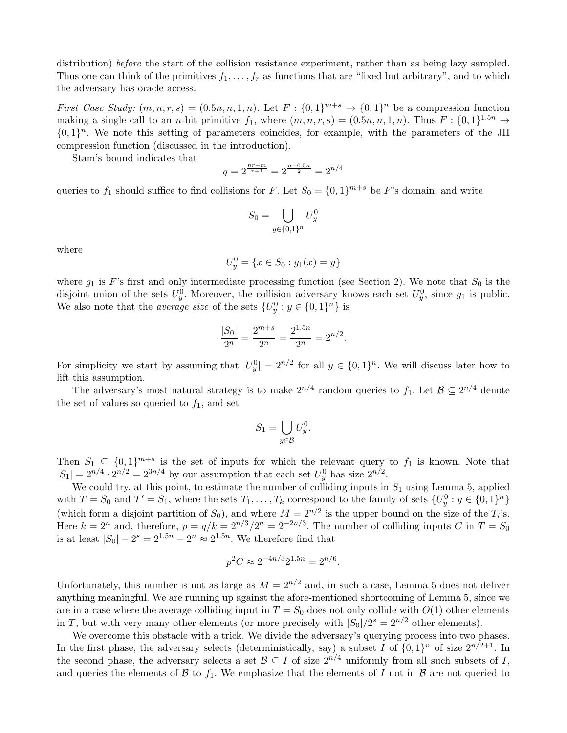distribution) *before* the start of the collision resistance experiment, rather than as being lazy sampled. Thus one can think of the primitives $f_1, \ldots, f_r$ as functions that are "fixed but arbitrary", and to which the adversary has oracle access.

*First Case Study:* $(m, n, r, s) = (0.5n, n, 1, n)$. Let $F : \{0,1\}^{m+s} \to \{0,1\}^n$ be a compression function making a single call to an $n$-bit primitive $f_1$, where $(m, n, r, s) = (0.5n, n, 1, n)$. Thus $F : \{0,1\}^{1.5n} \to \{0,1\}^n$. We note this setting of parameters coincides, for example, with the parameters of the JH compression function (discussed in the introduction).

Stam's bound indicates that

$$q = 2^{\frac{nr-m}{r+1}} = 2^{\frac{n-0.5n}{2}} = 2^{n/4}$$

queries to $f_1$ should suffice to find collisions for $F$. Let $S_0 = \{0,1\}^{m+s}$ be $F$'s domain, and write

$$S_0 = \bigcup_{y \in \{0,1\}^n} U_y^0$$

where

$$U_y^0 = \{x \in S_0 : g_1(x) = y\}$$

where $g_1$ is $F$'s first and only intermediate processing function (see Section 2). We note that $S_0$ is the disjoint union of the sets $U_y^0$. Moreover, the collision adversary knows each set $U_y^0$, since $g_1$ is public. We also note that the *average size* of the sets $\{U_y^0 : y \in \{0,1\}^n\}$ is

$$\frac{|S_0|}{2^n} = \frac{2^{m+s}}{2^n} = \frac{2^{1.5n}}{2^n} = 2^{n/2}.$$

For simplicity we start by assuming that $|U_y^0| = 2^{n/2}$ for all $y \in \{0,1\}^n$. We will discuss later how to lift this assumption.

The adversary's most natural strategy is to make $2^{n/4}$ random queries to $f_1$. Let $\mathcal{B} \subseteq 2^{n/4}$ denote the set of values so queried to $f_1$, and set

$$S_1 = \bigcup_{y \in \mathcal{B}} U_y^0.$$

Then $S_1 \subseteq \{0,1\}^{m+s}$ is the set of inputs for which the relevant query to $f_1$ is known. Note that $|S_1| = 2^{n/4} \cdot 2^{n/2} = 2^{3n/4}$ by our assumption that each set $U_y^0$ has size $2^{n/2}$.

We could try, at this point, to estimate the number of colliding inputs in $S_1$ using Lemma 5, applied with $T = S_0$ and $T' = S_1$, where the sets $T_1, \ldots, T_k$ correspond to the family of sets $\{U_y^0 : y \in \{0,1\}^n\}$ (which form a disjoint partition of $S_0$), and where $M = 2^{n/2}$ is the upper bound on the size of the $T_i$'s. Here $k = 2^n$ and, therefore, $p = q/k = 2^{n/3}/2^n = 2^{-2n/3}$. The number of colliding inputs $C$ in $T = S_0$ is at least $|S_0| - 2^s = 2^{1.5n} - 2^n \approx 2^{1.5n}$. We therefore find that

$$p^2 C \approx 2^{-4n/3} 2^{1.5n} = 2^{n/6}.$$

Unfortunately, this number is not as large as $M = 2^{n/2}$ and, in such a case, Lemma 5 does not deliver anything meaningful. We are running up against the afore-mentioned shortcoming of Lemma 5, since we are in a case where the average colliding input in $T = S_0$ does not only collide with $O(1)$ other elements in $T$, but with very many other elements (or more precisely with $|S_0|/2^s = 2^{n/2}$ other elements).

We overcome this obstacle with a trick. We divide the adversary's querying process into two phases. In the first phase, the adversary selects (deterministically, say) a subset $I$ of $\{0,1\}^n$ of size $2^{n/2+1}$. In the second phase, the adversary selects a set $\mathcal{B} \subseteq I$ of size $2^{n/4}$ uniformly from all such subsets of $I$, and queries the elements of $\mathcal{B}$ to $f_1$. We emphasize that the elements of $I$ not in $\mathcal{B}$ are not queried to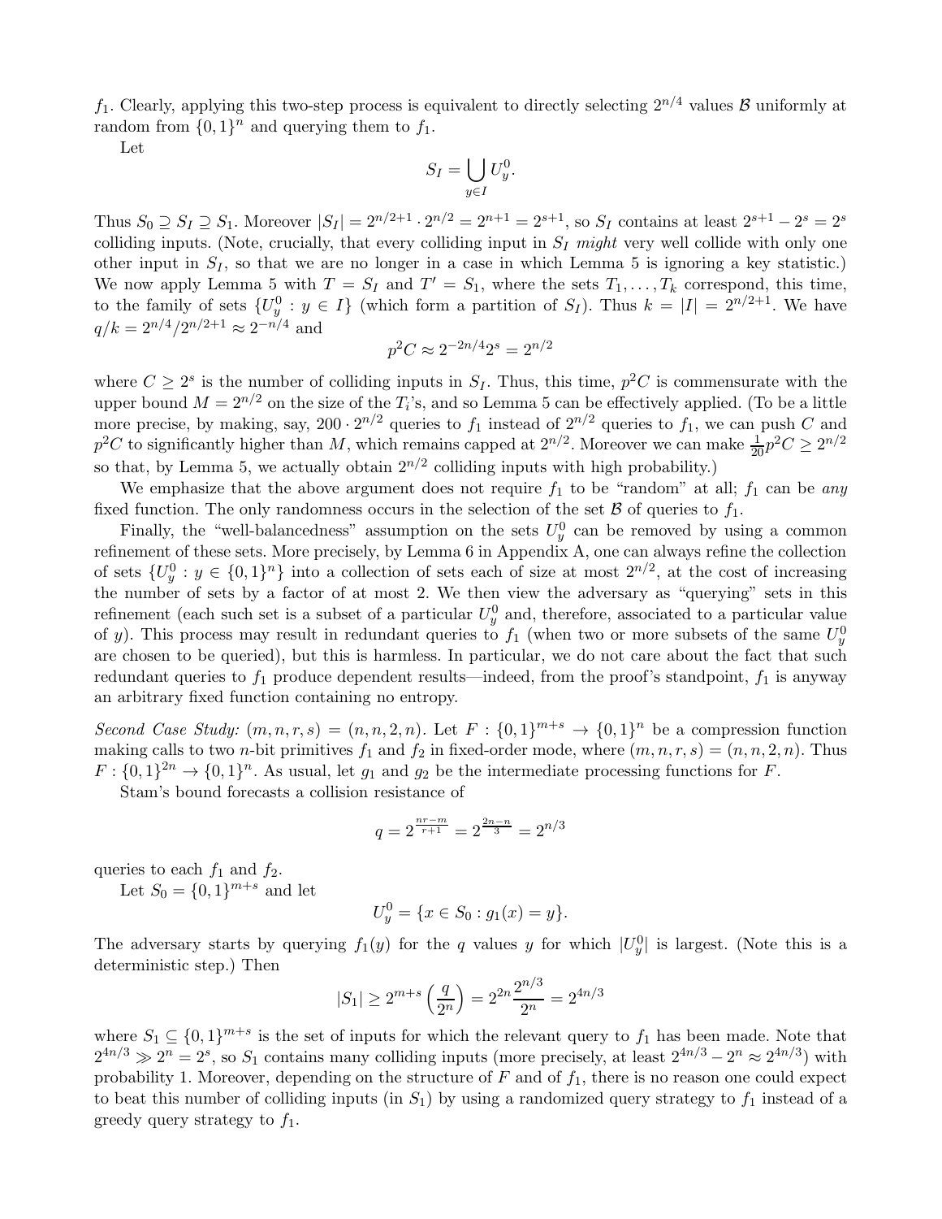$f_1$. Clearly, applying this two-step process is equivalent to directly selecting $2^{n/4}$ values $\mathcal{B}$ uniformly at random from $\{0,1\}^n$ and querying them to $f_1$.

Let

$$S_I = \bigcup_{y \in I} U_y^0.$$

Thus $S_0 \supseteq S_I \supseteq S_1$. Moreover $|S_I| = 2^{n/2+1} \cdot 2^{n/2} = 2^{n+1} = 2^{s+1}$, so $S_I$ contains at least $2^{s+1} - 2^s = 2^s$ colliding inputs. (Note, crucially, that every colliding input in $S_I$ *might* very well collide with only one other input in $S_I$, so that we are no longer in a case in which Lemma 5 is ignoring a key statistic.) We now apply Lemma 5 with $T = S_I$ and $T' = S_1$, where the sets $T_1, \ldots, T_k$ correspond, this time, to the family of sets $\{U_y^0 : y \in I\}$ (which form a partition of $S_I$). Thus $k = |I| = 2^{n/2+1}$. We have $q/k = 2^{n/4}/2^{n/2+1} \approx 2^{-n/4}$ and

$$p^2 C \approx 2^{-2n/4} 2^s = 2^{n/2}$$

where $C \geq 2^s$ is the number of colliding inputs in $S_I$. Thus, this time, $p^2C$ is commensurate with the upper bound $M = 2^{n/2}$ on the size of the $T_i$'s, and so Lemma 5 can be effectively applied. (To be a little more precise, by making, say, $200 \cdot 2^{n/2}$ queries to $f_1$ instead of $2^{n/2}$ queries to $f_1$, we can push $C$ and $p^2C$ to significantly higher than $M$, which remains capped at $2^{n/2}$. Moreover we can make $\frac{1}{20}p^2C \geq 2^{n/2}$ so that, by Lemma 5, we actually obtain $2^{n/2}$ colliding inputs with high probability.)

We emphasize that the above argument does not require $f_1$ to be "random" at all; $f_1$ can be *any* fixed function. The only randomness occurs in the selection of the set $\mathcal{B}$ of queries to $f_1$.

Finally, the "well-balancedness" assumption on the sets $U_y^0$ can be removed by using a common refinement of these sets. More precisely, by Lemma 6 in Appendix A, one can always refine the collection of sets $\{U_y^0 : y \in \{0,1\}^n\}$ into a collection of sets each of size at most $2^{n/2}$, at the cost of increasing the number of sets by a factor of at most 2. We then view the adversary as "querying" sets in this refinement (each such set is a subset of a particular $U_y^0$ and, therefore, associated to a particular value of $y$). This process may result in redundant queries to $f_1$ (when two or more subsets of the same $U_y^0$ are chosen to be queried), but this is harmless. In particular, we do not care about the fact that such redundant queries to $f_1$ produce dependent results—indeed, from the proof's standpoint, $f_1$ is anyway an arbitrary fixed function containing no entropy.

*Second Case Study:* $(m,n,r,s) = (n,n,2,n)$. Let $F : \{0,1\}^{m+s} \to \{0,1\}^n$ be a compression function making calls to two $n$-bit primitives $f_1$ and $f_2$ in fixed-order mode, where $(m,n,r,s) = (n,n,2,n)$. Thus $F : \{0,1\}^{2n} \to \{0,1\}^n$. As usual, let $g_1$ and $g_2$ be the intermediate processing functions for $F$.

Stam's bound forecasts a collision resistance of

$$q = 2^{\frac{nr-m}{r+1}} = 2^{\frac{2n-n}{3}} = 2^{n/3}$$

queries to each $f_1$ and $f_2$.

Let $S_0 = \{0,1\}^{m+s}$ and let

$$U_y^0 = \{x \in S_0 : g_1(x) = y\}.$$

The adversary starts by querying $f_1(y)$ for the $q$ values $y$ for which $|U_y^0|$ is largest. (Note this is a deterministic step.) Then

$$|S_1| \geq 2^{m+s}\left(\frac{q}{2^n}\right) = 2^{2n}\frac{2^{n/3}}{2^n} = 2^{4n/3}$$

where $S_1 \subseteq \{0,1\}^{m+s}$ is the set of inputs for which the relevant query to $f_1$ has been made. Note that $2^{4n/3} \gg 2^n = 2^s$, so $S_1$ contains many colliding inputs (more precisely, at least $2^{4n/3} - 2^n \approx 2^{4n/3}$) with probability 1. Moreover, depending on the structure of $F$ and of $f_1$, there is no reason one could expect to beat this number of colliding inputs (in $S_1$) by using a randomized query strategy to $f_1$ instead of a greedy query strategy to $f_1$.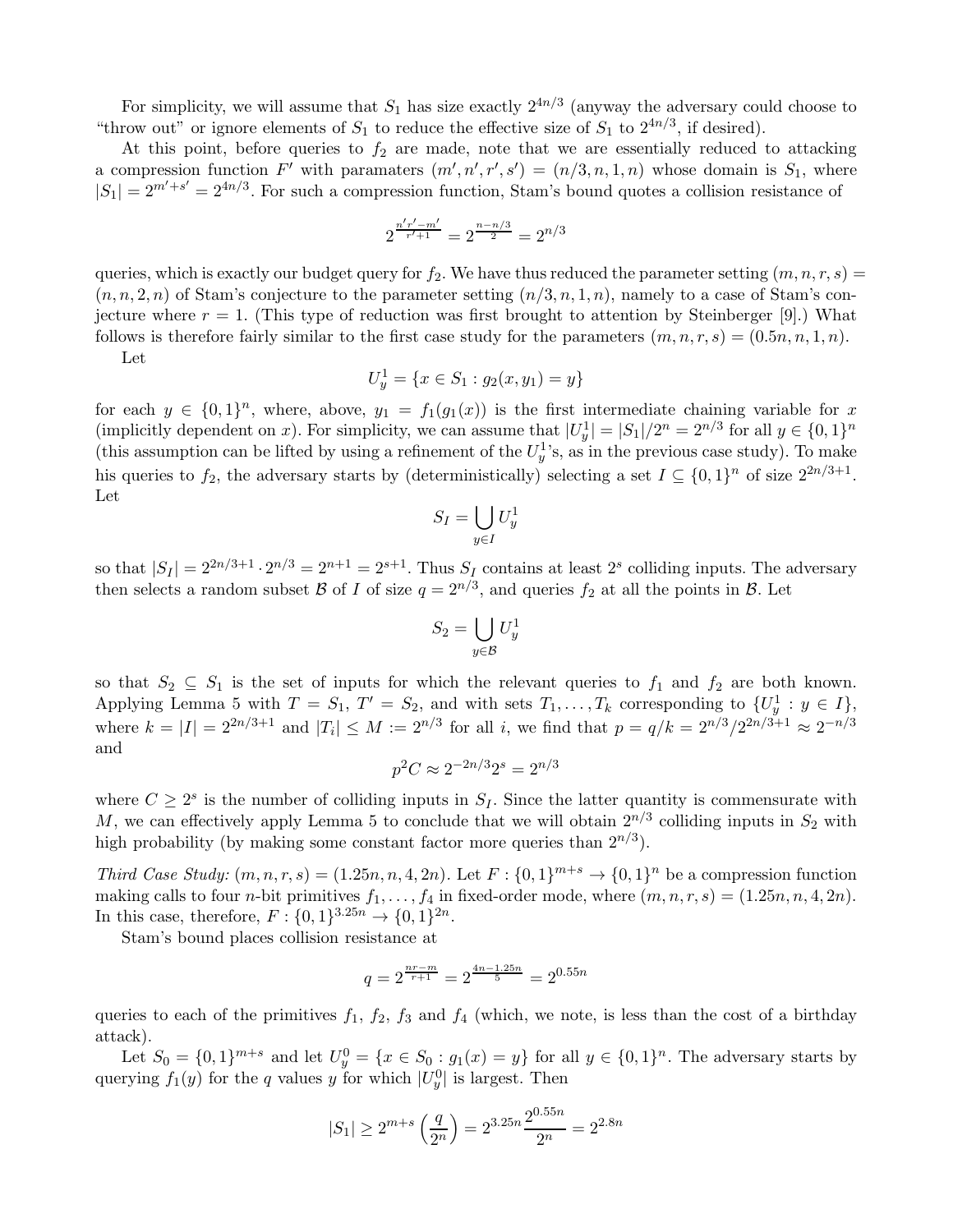For simplicity, we will assume that $S_1$ has size exactly $2^{4n/3}$ (anyway the adversary could choose to "throw out" or ignore elements of $S_1$ to reduce the effective size of $S_1$ to $2^{4n/3}$, if desired).

At this point, before queries to $f_2$ are made, note that we are essentially reduced to attacking a compression function $F'$ with paramaters $(m', n', r', s') = (n/3, n, 1, n)$ whose domain is $S_1$, where $|S_1| = 2^{m'+s'} = 2^{4n/3}$. For such a compression function, Stam's bound quotes a collision resistance of

$$2^{\frac{n'r'-m'}{r'+1}} = 2^{\frac{n-n/3}{2}} = 2^{n/3}$$

queries, which is exactly our budget query for $f_2$. We have thus reduced the parameter setting $(m, n, r, s) = (n, n, 2, n)$ of Stam's conjecture to the parameter setting $(n/3, n, 1, n)$, namely to a case of Stam's conjecture where $r = 1$. (This type of reduction was first brought to attention by Steinberger [9].) What follows is therefore fairly similar to the first case study for the parameters $(m, n, r, s) = (0.5n, n, 1, n)$.

Let

$$U_y^1 = \{x \in S_1 : g_2(x, y_1) = y\}$$

for each $y \in \{0,1\}^n$, where, above, $y_1 = f_1(g_1(x))$ is the first intermediate chaining variable for $x$ (implicitly dependent on $x$). For simplicity, we can assume that $|U_y^1| = |S_1|/2^n = 2^{n/3}$ for all $y \in \{0,1\}^n$ (this assumption can be lifted by using a refinement of the $U_y^1$'s, as in the previous case study). To make his queries to $f_2$, the adversary starts by (deterministically) selecting a set $I \subseteq \{0,1\}^n$ of size $2^{2n/3+1}$. Let

$$S_I = \bigcup_{y \in I} U_y^1$$

so that $|S_I| = 2^{2n/3+1} \cdot 2^{n/3} = 2^{n+1} = 2^{s+1}$. Thus $S_I$ contains at least $2^s$ colliding inputs. The adversary then selects a random subset $\mathcal{B}$ of $I$ of size $q = 2^{n/3}$, and queries $f_2$ at all the points in $\mathcal{B}$. Let

$$S_2 = \bigcup_{y \in \mathcal{B}} U_y^1$$

so that $S_2 \subseteq S_1$ is the set of inputs for which the relevant queries to $f_1$ and $f_2$ are both known. Applying Lemma 5 with $T = S_1$, $T' = S_2$, and with sets $T_1, \ldots, T_k$ corresponding to $\{U_y^1 : y \in I\}$, where $k = |I| = 2^{2n/3+1}$ and $|T_i| \le M := 2^{n/3}$ for all $i$, we find that $p = q/k = 2^{n/3}/2^{2n/3+1} \approx 2^{-n/3}$ and

$$p^2 C \approx 2^{-2n/3} 2^s = 2^{n/3}$$

where $C \ge 2^s$ is the number of colliding inputs in $S_I$. Since the latter quantity is commensurate with $M$, we can effectively apply Lemma 5 to conclude that we will obtain $2^{n/3}$ colliding inputs in $S_2$ with high probability (by making some constant factor more queries than $2^{n/3}$).

*Third Case Study:* $(m, n, r, s) = (1.25n, n, 4, 2n)$. Let $F : \{0,1\}^{m+s} \to \{0,1\}^n$ be a compression function making calls to four $n$-bit primitives $f_1, \ldots, f_4$ in fixed-order mode, where $(m, n, r, s) = (1.25n, n, 4, 2n)$. In this case, therefore, $F : \{0,1\}^{3.25n} \to \{0,1\}^{2n}$.

Stam's bound places collision resistance at

$$q = 2^{\frac{nr-m}{r+1}} = 2^{\frac{4n-1.25n}{5}} = 2^{0.55n}$$

queries to each of the primitives $f_1$, $f_2$, $f_3$ and $f_4$ (which, we note, is less than the cost of a birthday attack).

Let $S_0 = \{0,1\}^{m+s}$ and let $U_y^0 = \{x \in S_0 : g_1(x) = y\}$ for all $y \in \{0,1\}^n$. The adversary starts by querying $f_1(y)$ for the $q$ values $y$ for which $|U_y^0|$ is largest. Then

$$|S_1| \ge 2^{m+s}\left(\frac{q}{2^n}\right) = 2^{3.25n}\frac{2^{0.55n}}{2^n} = 2^{2.8n}$$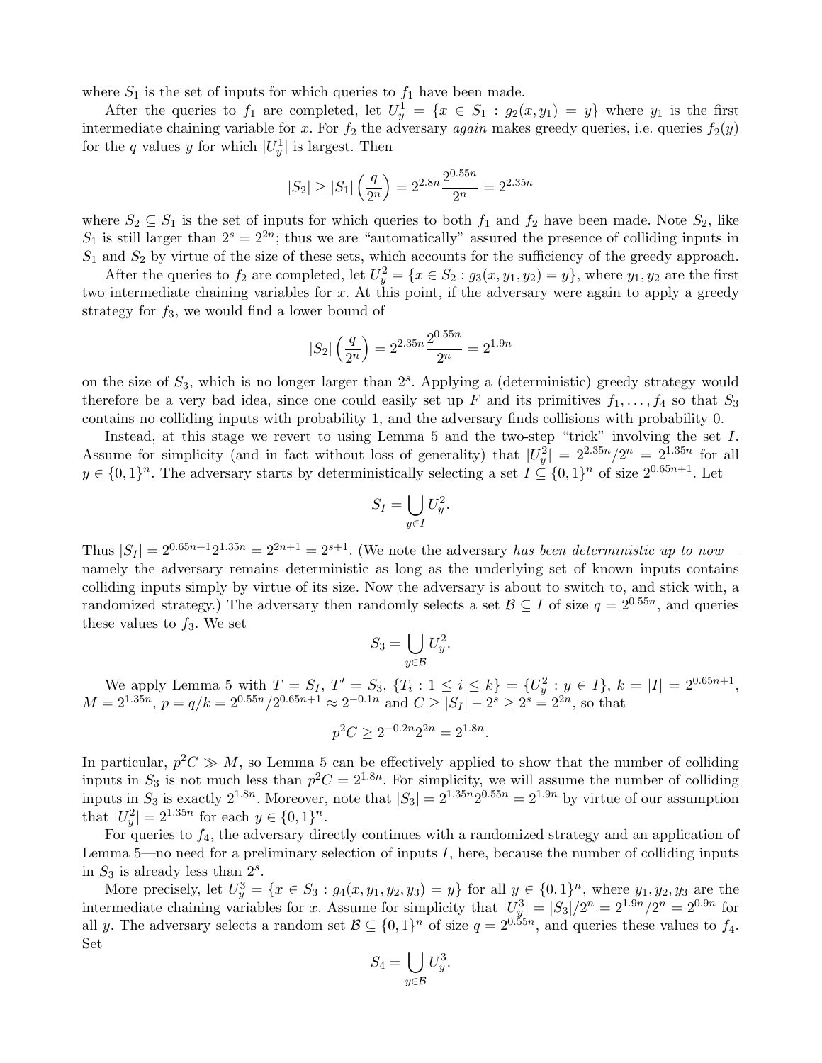where $S_1$ is the set of inputs for which queries to $f_1$ have been made.

After the queries to $f_1$ are completed, let $U^1_y = \{x \in S_1 : g_2(x, y_1) = y\}$ where $y_1$ is the first intermediate chaining variable for $x$. For $f_2$ the adversary *again* makes greedy queries, i.e. queries $f_2(y)$ for the $q$ values $y$ for which $|U^1_y|$ is largest. Then

$$|S_2| \geq |S_1| \left(\frac{q}{2^n}\right) = 2^{2.8n} \frac{2^{0.55n}}{2^n} = 2^{2.35n}$$

where $S_2 \subseteq S_1$ is the set of inputs for which queries to both $f_1$ and $f_2$ have been made. Note $S_2$, like $S_1$ is still larger than $2^s = 2^{2n}$; thus we are "automatically" assured the presence of colliding inputs in $S_1$ and $S_2$ by virtue of the size of these sets, which accounts for the sufficiency of the greedy approach.

After the queries to $f_2$ are completed, let $U^2_y = \{x \in S_2 : g_3(x, y_1, y_2) = y\}$, where $y_1, y_2$ are the first two intermediate chaining variables for $x$. At this point, if the adversary were again to apply a greedy strategy for $f_3$, we would find a lower bound of

$$|S_2| \left(\frac{q}{2^n}\right) = 2^{2.35n} \frac{2^{0.55n}}{2^n} = 2^{1.9n}$$

on the size of $S_3$, which is no longer larger than $2^s$. Applying a (deterministic) greedy strategy would therefore be a very bad idea, since one could easily set up $F$ and its primitives $f_1, \ldots, f_4$ so that $S_3$ contains no colliding inputs with probability 1, and the adversary finds collisions with probability 0.

Instead, at this stage we revert to using Lemma 5 and the two-step "trick" involving the set $I$. Assume for simplicity (and in fact without loss of generality) that $|U^2_y| = 2^{2.35n}/2^n = 2^{1.35n}$ for all $y \in \{0,1\}^n$. The adversary starts by deterministically selecting a set $I \subseteq \{0,1\}^n$ of size $2^{0.65n+1}$. Let

$$S_I = \bigcup_{y \in I} U^2_y.$$

Thus $|S_I| = 2^{0.65n+1} 2^{1.35n} = 2^{2n+1} = 2^{s+1}$. (We note the adversary *has been deterministic up to now*—namely the adversary remains deterministic as long as the underlying set of known inputs contains colliding inputs simply by virtue of its size. Now the adversary is about to switch to, and stick with, a randomized strategy.) The adversary then randomly selects a set $\mathcal{B} \subseteq I$ of size $q = 2^{0.55n}$, and queries these values to $f_3$. We set

$$S_3 = \bigcup_{y \in \mathcal{B}} U^2_y.$$

We apply Lemma 5 with $T = S_I$, $T' = S_3$, $\{T_i : 1 \leq i \leq k\} = \{U^2_y : y \in I\}$, $k = |I| = 2^{0.65n+1}$, $M = 2^{1.35n}$, $p = q/k = 2^{0.55n}/2^{0.65n+1} \approx 2^{-0.1n}$ and $C \geq |S_I| - 2^s \geq 2^s = 2^{2n}$, so that

$$p^2 C \geq 2^{-0.2n} 2^{2n} = 2^{1.8n}.$$

In particular, $p^2 C \gg M$, so Lemma 5 can be effectively applied to show that the number of colliding inputs in $S_3$ is not much less than $p^2 C = 2^{1.8n}$. For simplicity, we will assume the number of colliding inputs in $S_3$ is exactly $2^{1.8n}$. Moreover, note that $|S_3| = 2^{1.35n} 2^{0.55n} = 2^{1.9n}$ by virtue of our assumption that $|U^2_y| = 2^{1.35n}$ for each $y \in \{0,1\}^n$.

For queries to $f_4$, the adversary directly continues with a randomized strategy and an application of Lemma 5—no need for a preliminary selection of inputs $I$, here, because the number of colliding inputs in $S_3$ is already less than $2^s$.

More precisely, let $U^3_y = \{x \in S_3 : g_4(x, y_1, y_2, y_3) = y\}$ for all $y \in \{0,1\}^n$, where $y_1, y_2, y_3$ are the intermediate chaining variables for $x$. Assume for simplicity that $|U^3_y| = |S_3|/2^n = 2^{1.9n}/2^n = 2^{0.9n}$ for all $y$. The adversary selects a random set $\mathcal{B} \subseteq \{0,1\}^n$ of size $q = 2^{0.55n}$, and queries these values to $f_4$. Set

$$S_4 = \bigcup_{y \in \mathcal{B}} U^3_y.$$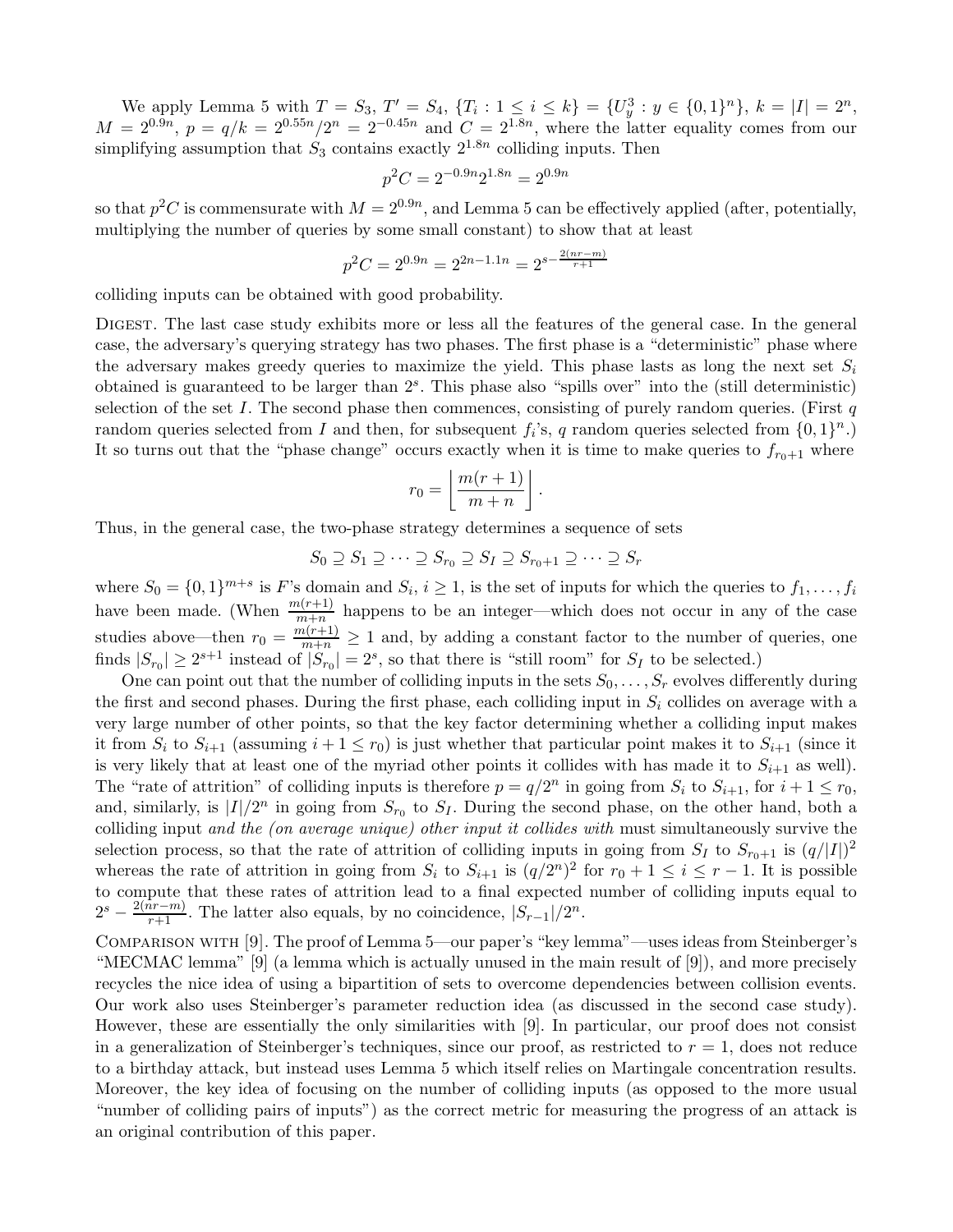We apply Lemma 5 with $T = S_3$, $T' = S_4$, $\{T_i : 1 \leq i \leq k\} = \{U^3_y : y \in \{0,1\}^n\}$, $k = |I| = 2^n$, $M = 2^{0.9n}$, $p = q/k = 2^{0.55n}/2^n = 2^{-0.45n}$ and $C = 2^{1.8n}$, where the latter equality comes from our simplifying assumption that $S_3$ contains exactly $2^{1.8n}$ colliding inputs. Then

$$p^2 C = 2^{-0.9n} 2^{1.8n} = 2^{0.9n}$$

so that $p^2C$ is commensurate with $M = 2^{0.9n}$, and Lemma 5 can be effectively applied (after, potentially, multiplying the number of queries by some small constant) to show that at least

$$p^2 C = 2^{0.9n} = 2^{2n-1.1n} = 2^{s - \frac{2(nr-m)}{r+1}}$$

colliding inputs can be obtained with good probability.

Digest. The last case study exhibits more or less all the features of the general case. In the general case, the adversary's querying strategy has two phases. The first phase is a "deterministic" phase where the adversary makes greedy queries to maximize the yield. This phase lasts as long the next set $S_i$ obtained is guaranteed to be larger than $2^s$. This phase also "spills over" into the (still deterministic) selection of the set $I$. The second phase then commences, consisting of purely random queries. (First $q$ random queries selected from $I$ and then, for subsequent $f_i$'s, $q$ random queries selected from $\{0,1\}^n$.) It so turns out that the "phase change" occurs exactly when it is time to make queries to $f_{r_0+1}$ where

$$r_0 = \left\lfloor \frac{m(r+1)}{m+n} \right\rfloor.$$

Thus, in the general case, the two-phase strategy determines a sequence of sets

$$S_0 \supseteq S_1 \supseteq \cdots \supseteq S_{r_0} \supseteq S_I \supseteq S_{r_0+1} \supseteq \cdots \supseteq S_r$$

where $S_0 = \{0,1\}^{m+s}$ is $F$'s domain and $S_i$, $i \geq 1$, is the set of inputs for which the queries to $f_1, \ldots, f_i$ have been made. (When $\frac{m(r+1)}{m+n}$ happens to be an integer—which does not occur in any of the case studies above—then $r_0 = \frac{m(r+1)}{m+n} \geq 1$ and, by adding a constant factor to the number of queries, one finds $|S_{r_0}| \geq 2^{s+1}$ instead of $|S_{r_0}| = 2^s$, so that there is "still room" for $S_I$ to be selected.)

One can point out that the number of colliding inputs in the sets $S_0, \ldots, S_r$ evolves differently during the first and second phases. During the first phase, each colliding input in $S_i$ collides on average with a very large number of other points, so that the key factor determining whether a colliding input makes it from $S_i$ to $S_{i+1}$ (assuming $i+1 \leq r_0$) is just whether that particular point makes it to $S_{i+1}$ (since it is very likely that at least one of the myriad other points it collides with has made it to $S_{i+1}$ as well). The "rate of attrition" of colliding inputs is therefore $p = q/2^n$ in going from $S_i$ to $S_{i+1}$, for $i+1 \leq r_0$, and, similarly, is $|I|/2^n$ in going from $S_{r_0}$ to $S_I$. During the second phase, on the other hand, both a colliding input *and the (on average unique) other input it collides with* must simultaneously survive the selection process, so that the rate of attrition of colliding inputs in going from $S_I$ to $S_{r_0+1}$ is $(q/|I|)^2$ whereas the rate of attrition in going from $S_i$ to $S_{i+1}$ is $(q/2^n)^2$ for $r_0 + 1 \leq i \leq r-1$. It is possible to compute that these rates of attrition lead to a final expected number of colliding inputs equal to $2^{s - \frac{2(nr-m)}{r+1}}$. The latter also equals, by no coincidence, $|S_{r-1}|/2^n$.

Comparison with [9]. The proof of Lemma 5—our paper's "key lemma"—uses ideas from Steinberger's "MECMAC lemma" [9] (a lemma which is actually unused in the main result of [9]), and more precisely recycles the nice idea of using a bipartition of sets to overcome dependencies between collision events. Our work also uses Steinberger's parameter reduction idea (as discussed in the second case study). However, these are essentially the only similarities with [9]. In particular, our proof does not consist in a generalization of Steinberger's techniques, since our proof, as restricted to $r = 1$, does not reduce to a birthday attack, but instead uses Lemma 5 which itself relies on Martingale concentration results. Moreover, the key idea of focusing on the number of colliding inputs (as opposed to the more usual "number of colliding pairs of inputs") as the correct metric for measuring the progress of an attack is an original contribution of this paper.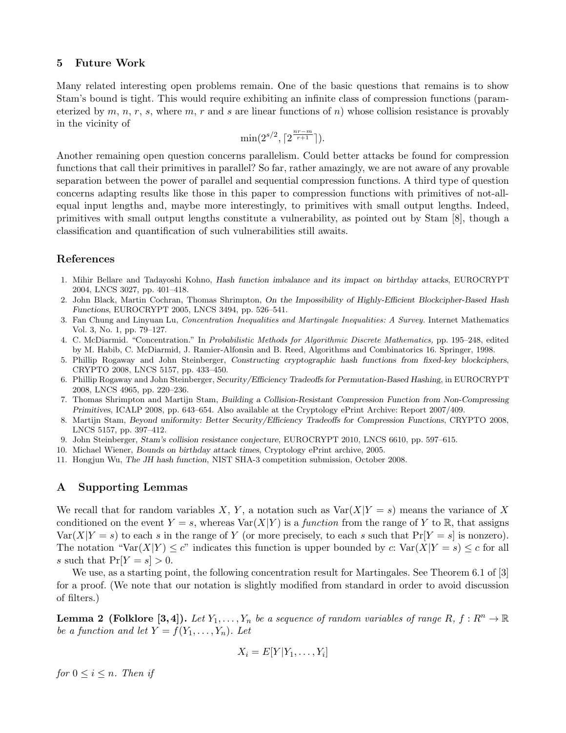## 5 Future Work

Many related interesting open problems remain. One of the basic questions that remains is to show Stam's bound is tight. This would require exhibiting an infinite class of compression functions (parameterized by $m$, $n$, $r$, $s$, where $m$, $r$ and $s$ are linear functions of $n$) whose collision resistance is provably in the vicinity of

$$\min(2^{s/2}, \lceil 2^{\frac{nr-m}{r+1}} \rceil).$$

Another remaining open question concerns parallelism. Could better attacks be found for compression functions that call their primitives in parallel? So far, rather amazingly, we are not aware of any provable separation between the power of parallel and sequential compression functions. A third type of question concerns adapting results like those in this paper to compression functions with primitives of not-all-equal input lengths and, maybe more interestingly, to primitives with small output lengths. Indeed, primitives with small output lengths constitute a vulnerability, as pointed out by Stam [8], though a classification and quantification of such vulnerabilities still awaits.

## References

1. Mihir Bellare and Tadayoshi Kohno, *Hash function imbalance and its impact on birthday attacks*, EUROCRYPT 2004, LNCS 3027, pp. 401–418.
2. John Black, Martin Cochran, Thomas Shrimpton, *On the Impossibility of Highly-Efficient Blockcipher-Based Hash Functions*, EUROCRYPT 2005, LNCS 3494, pp. 526–541.
3. Fan Chung and Linyuan Lu, *Concentration Inequalities and Martingale Inequalities: A Survey.* Internet Mathematics Vol. 3, No. 1, pp. 79–127.
4. C. McDiarmid. "Concentration." In *Probabilistic Methods for Algorithmic Discrete Mathematics,* pp. 195–248, edited by M. Habib, C. McDiarmid, J. Ramier-Alfonsin and B. Reed, Algorithms and Combinatorics 16. Springer, 1998.
5. Phillip Rogaway and John Steinberger, *Constructing cryptographic hash functions from fixed-key blockciphers*, CRYPTO 2008, LNCS 5157, pp. 433–450.
6. Phillip Rogaway and John Steinberger, *Security/Efficiency Tradeoffs for Permutation-Based Hashing*, in EUROCRYPT 2008, LNCS 4965, pp. 220–236.
7. Thomas Shrimpton and Martijn Stam, *Building a Collision-Resistant Compression Function from Non-Compressing Primitives*, ICALP 2008, pp. 643–654. Also available at the Cryptology ePrint Archive: Report 2007/409.
8. Martijn Stam, *Beyond uniformity: Better Security/Efficiency Tradeoffs for Compression Functions*, CRYPTO 2008, LNCS 5157, pp. 397–412.
9. John Steinberger, *Stam's collision resistance conjecture*, EUROCRYPT 2010, LNCS 6610, pp. 597–615.
10. Michael Wiener, *Bounds on birthday attack times*, Cryptology ePrint archive, 2005.
11. Hongjun Wu, *The JH hash function*, NIST SHA-3 competition submission, October 2008.

## A Supporting Lemmas

We recall that for random variables $X$, $Y$, a notation such as $\mathrm{Var}(X|Y = s)$ means the variance of $X$ conditioned on the event $Y = s$, whereas $\mathrm{Var}(X|Y)$ is a *function* from the range of $Y$ to $\mathbb{R}$, that assigns $\mathrm{Var}(X|Y = s)$ to each $s$ in the range of $Y$ (or more precisely, to each $s$ such that $\Pr[Y = s]$ is nonzero). The notation "$\mathrm{Var}(X|Y) \leq c$" indicates this function is upper bounded by $c$: $\mathrm{Var}(X|Y = s) \leq c$ for all $s$ such that $\Pr[Y = s] > 0$.

We use, as a starting point, the following concentration result for Martingales. See Theorem 6.1 of [3] for a proof. (We note that our notation is slightly modified from standard in order to avoid discussion of filters.)

**Lemma 2 (Folklore [3,4]).** *Let $Y_1, \ldots, Y_n$ be a sequence of random variables of range $R$, $f : R^n \to \mathbb{R}$ be a function and let $Y = f(Y_1, \ldots, Y_n)$. Let*

$$X_i = E[Y|Y_1, \ldots, Y_i]$$

*for $0 \leq i \leq n$. Then if*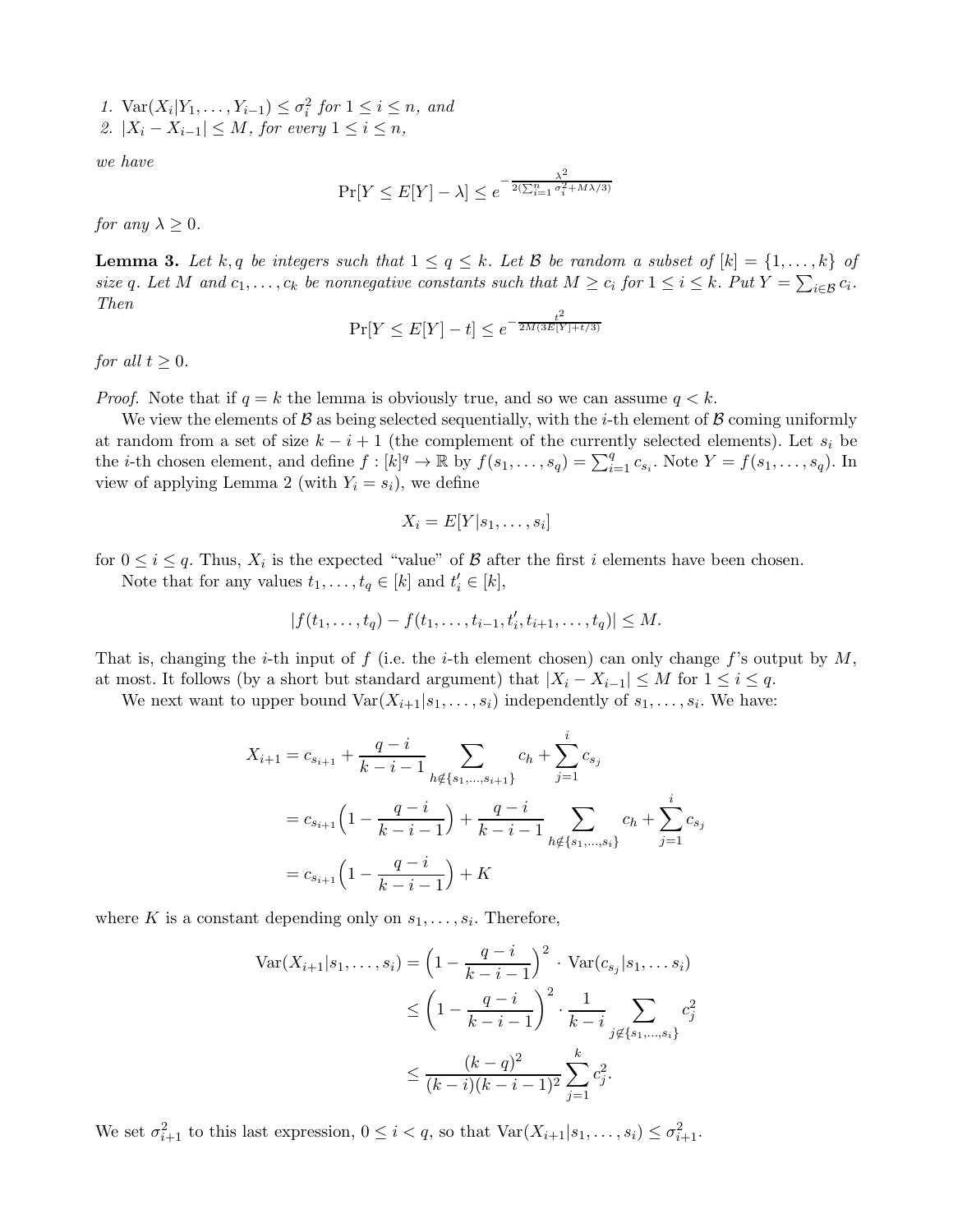1. $\mathrm{Var}(X_i | Y_1, \ldots, Y_{i-1}) \le \sigma_i^2$ for $1 \le i \le n$, and
2. $|X_i - X_{i-1}| \le M$, for every $1 \le i \le n$,

*we have*

$$\Pr[Y \le E[Y] - \lambda] \le e^{-\frac{\lambda^2}{2(\sum_{i=1}^n \sigma_i^2 + M\lambda/3)}}$$

*for any* $\lambda \ge 0$.

**Lemma 3.** *Let $k, q$ be integers such that $1 \le q \le k$. Let $\mathcal{B}$ be random a subset of $[k] = \{1, \ldots, k\}$ of size $q$. Let $M$ and $c_1, \ldots, c_k$ be nonnegative constants such that $M \ge c_i$ for $1 \le i \le k$. Put $Y = \sum_{i \in \mathcal{B}} c_i$. Then*

$$\Pr[Y \le E[Y] - t] \le e^{-\frac{t^2}{2M(3E[Y] + t/3)}}$$

*for all* $t \ge 0$.

*Proof.* Note that if $q = k$ the lemma is obviously true, and so we can assume $q < k$.

We view the elements of $\mathcal{B}$ as being selected sequentially, with the $i$-th element of $\mathcal{B}$ coming uniformly at random from a set of size $k - i + 1$ (the complement of the currently selected elements). Let $s_i$ be the $i$-th chosen element, and define $f : [k]^q \to \mathbb{R}$ by $f(s_1, \ldots, s_q) = \sum_{i=1}^q c_{s_i}$. Note $Y = f(s_1, \ldots, s_q)$. In view of applying Lemma 2 (with $Y_i = s_i$), we define

$$X_i = E[Y | s_1, \ldots, s_i]$$

for $0 \le i \le q$. Thus, $X_i$ is the expected "value" of $\mathcal{B}$ after the first $i$ elements have been chosen.

Note that for any values $t_1, \ldots, t_q \in [k]$ and $t_i' \in [k]$,

$$|f(t_1, \ldots, t_q) - f(t_1, \ldots, t_{i-1}, t_i', t_{i+1}, \ldots, t_q)| \le M.$$

That is, changing the $i$-th input of $f$ (i.e. the $i$-th element chosen) can only change $f$'s output by $M$, at most. It follows (by a short but standard argument) that $|X_i - X_{i-1}| \le M$ for $1 \le i \le q$.

We next want to upper bound $\mathrm{Var}(X_{i+1} | s_1, \ldots, s_i)$ independently of $s_1, \ldots, s_i$. We have:

$$\begin{aligned}
X_{i+1} &= c_{s_{i+1}} + \frac{q-i}{k-i-1} \sum_{h \notin \{s_1, \ldots, s_{i+1}\}} c_h + \sum_{j=1}^{i} c_{s_j} \\
&= c_{s_{i+1}} \Big(1 - \frac{q-i}{k-i-1}\Big) + \frac{q-i}{k-i-1} \sum_{h \notin \{s_1, \ldots, s_i\}} c_h + \sum_{j=1}^{i} c_{s_j} \\
&= c_{s_{i+1}} \Big(1 - \frac{q-i}{k-i-1}\Big) + K
\end{aligned}$$

where $K$ is a constant depending only on $s_1, \ldots, s_i$. Therefore,

$$\begin{aligned}
\mathrm{Var}(X_{i+1} | s_1, \ldots, s_i) &= \Big(1 - \frac{q-i}{k-i-1}\Big)^2 \cdot \mathrm{Var}(c_{s_j} | s_1, \ldots s_i) \\
&\le \Big(1 - \frac{q-i}{k-i-1}\Big)^2 \cdot \frac{1}{k-i} \sum_{j \notin \{s_1, \ldots, s_i\}} c_j^2 \\
&\le \frac{(k-q)^2}{(k-i)(k-i-1)^2} \sum_{j=1}^{k} c_j^2.
\end{aligned}$$

We set $\sigma_{i+1}^2$ to this last expression, $0 \le i < q$, so that $\mathrm{Var}(X_{i+1} | s_1, \ldots, s_i) \le \sigma_{i+1}^2$.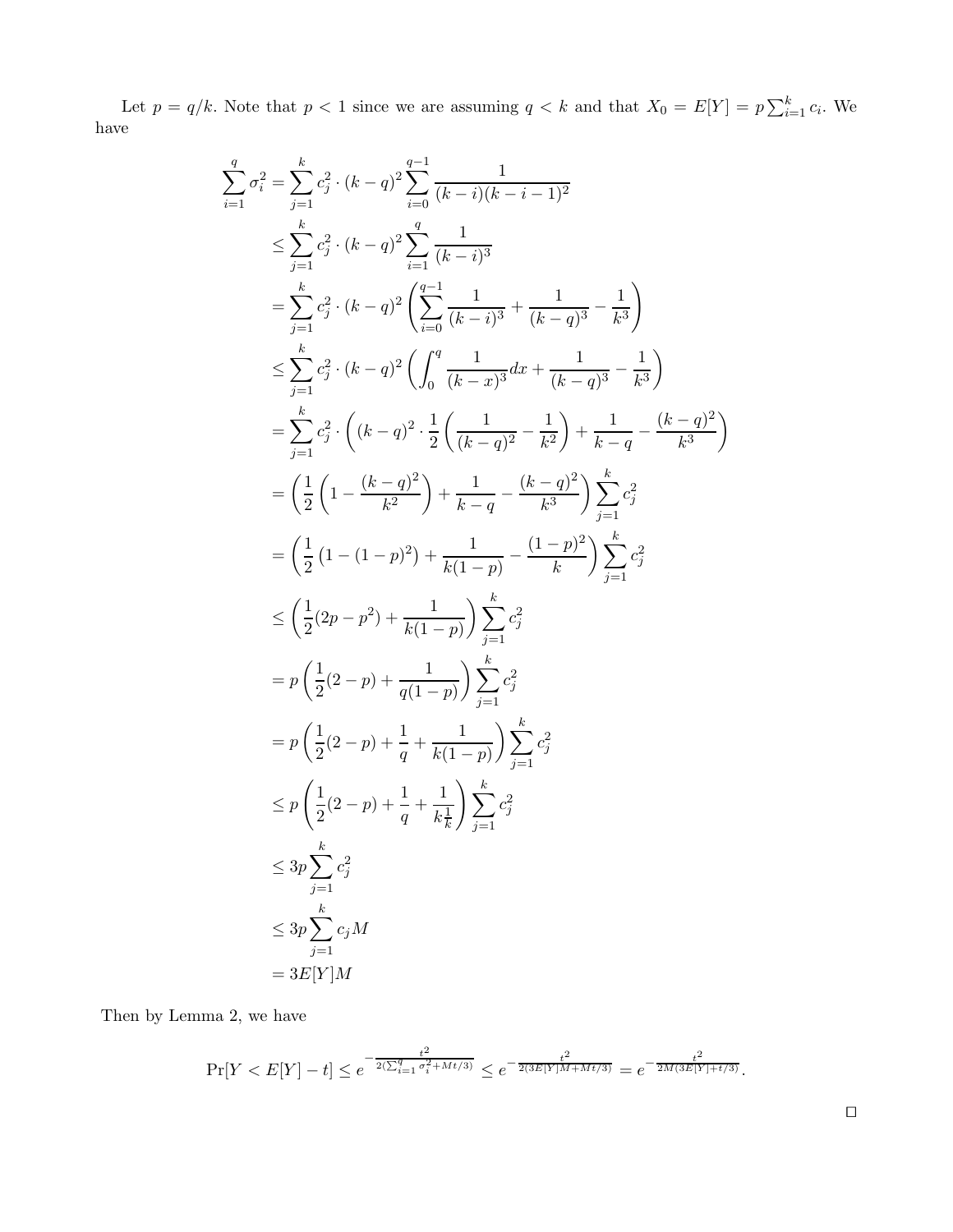Let $p = q/k$. Note that $p < 1$ since we are assuming $q < k$ and that $X_0 = E[Y] = p\sum_{i=1}^k c_i$. We have

$$
\begin{aligned}
\sum_{i=1}^q \sigma_i^2 &= \sum_{j=1}^k c_j^2 \cdot (k-q)^2 \sum_{i=0}^{q-1} \frac{1}{(k-i)(k-i-1)^2} \\
&\leq \sum_{j=1}^k c_j^2 \cdot (k-q)^2 \sum_{i=1}^{q} \frac{1}{(k-i)^3} \\
&= \sum_{j=1}^k c_j^2 \cdot (k-q)^2 \left( \sum_{i=0}^{q-1} \frac{1}{(k-i)^3} + \frac{1}{(k-q)^3} - \frac{1}{k^3} \right) \\
&\leq \sum_{j=1}^k c_j^2 \cdot (k-q)^2 \left( \int_0^q \frac{1}{(k-x)^3} dx + \frac{1}{(k-q)^3} - \frac{1}{k^3} \right) \\
&= \sum_{j=1}^k c_j^2 \cdot \left( (k-q)^2 \cdot \frac{1}{2}\left( \frac{1}{(k-q)^2} - \frac{1}{k^2} \right) + \frac{1}{k-q} - \frac{(k-q)^2}{k^3} \right) \\
&= \left( \frac{1}{2}\left(1 - \frac{(k-q)^2}{k^2}\right) + \frac{1}{k-q} - \frac{(k-q)^2}{k^3} \right) \sum_{j=1}^k c_j^2 \\
&= \left( \frac{1}{2}\left(1 - (1-p)^2\right) + \frac{1}{k(1-p)} - \frac{(1-p)^2}{k} \right) \sum_{j=1}^k c_j^2 \\
&\leq \left( \frac{1}{2}(2p - p^2) + \frac{1}{k(1-p)} \right) \sum_{j=1}^k c_j^2 \\
&= p \left( \frac{1}{2}(2-p) + \frac{1}{q(1-p)} \right) \sum_{j=1}^k c_j^2 \\
&= p \left( \frac{1}{2}(2-p) + \frac{1}{q} + \frac{1}{k(1-p)} \right) \sum_{j=1}^k c_j^2 \\
&\leq p \left( \frac{1}{2}(2-p) + \frac{1}{q} + \frac{1}{k\frac{1}{k}} \right) \sum_{j=1}^k c_j^2 \\
&\leq 3p \sum_{j=1}^k c_j^2 \\
&\leq 3p \sum_{j=1}^k c_j M \\
&= 3E[Y]M
\end{aligned}
$$

Then by Lemma 2, we have

$$
\Pr[Y < E[Y] - t] \leq e^{-\frac{t^2}{2(\sum_{i=1}^q \sigma_i^2 + Mt/3)}} \leq e^{-\frac{t^2}{2(3E[Y]M + Mt/3)}} = e^{-\frac{t^2}{2M(3E[Y] + t/3)}}.
$$

□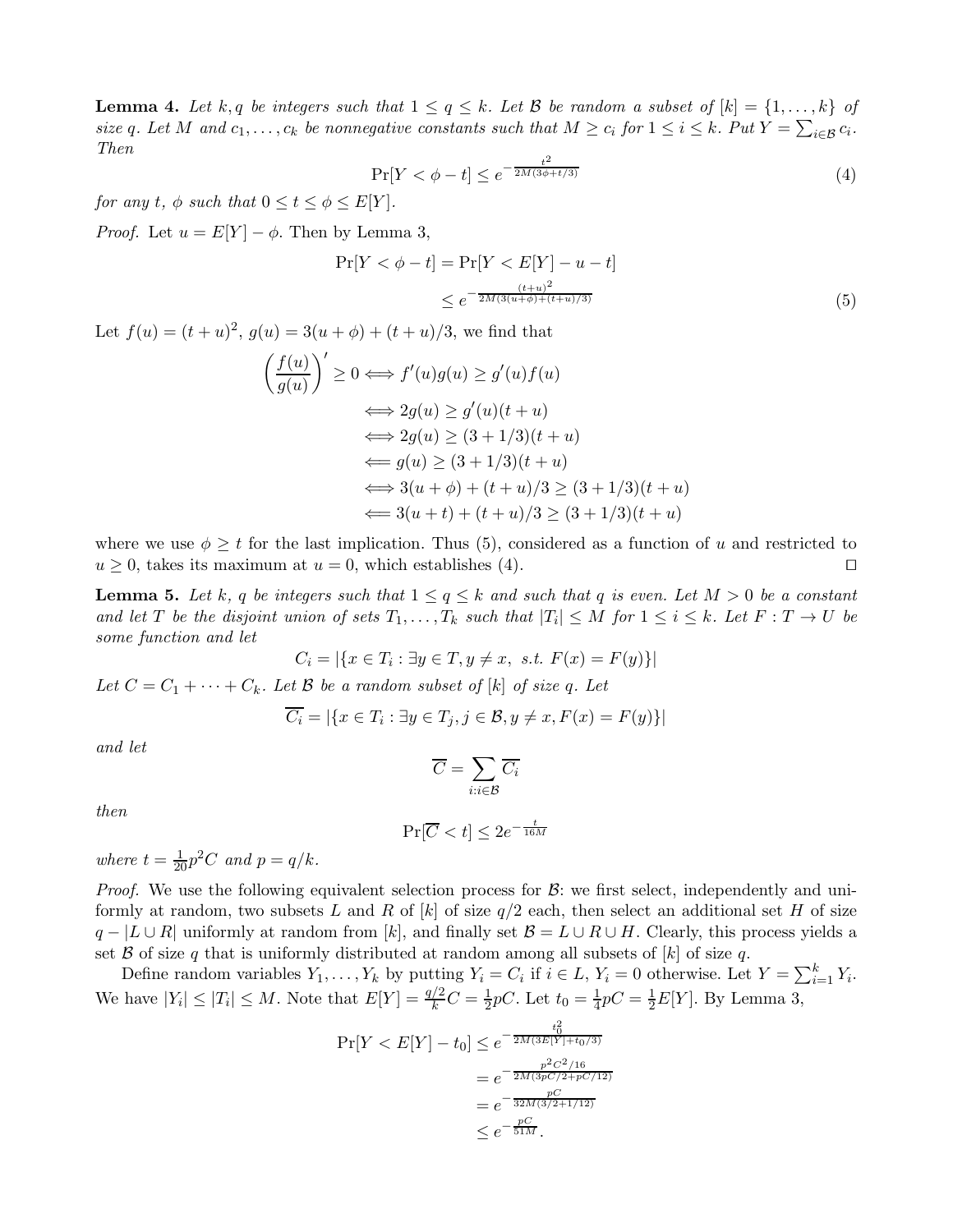**Lemma 4.** *Let $k, q$ be integers such that $1 \le q \le k$. Let $\mathcal{B}$ be random a subset of $[k] = \{1, \ldots, k\}$ of size $q$. Let $M$ and $c_1, \ldots, c_k$ be nonnegative constants such that $M \ge c_i$ for $1 \le i \le k$. Put $Y = \sum_{i \in \mathcal{B}} c_i$. Then*

$$\Pr[Y < \phi - t] \le e^{-\frac{t^2}{2M(3\phi + t/3)}} \tag{4}$$

*for any $t$, $\phi$ such that $0 \le t \le \phi \le E[Y]$.*

*Proof.* Let $u = E[Y] - \phi$. Then by Lemma 3,

$$\begin{aligned}
\Pr[Y < \phi - t] &= \Pr[Y < E[Y] - u - t] \\
&\le e^{-\frac{(t+u)^2}{2M(3(u+\phi)+(t+u)/3)}}
\end{aligned} \tag{5}$$

Let $f(u) = (t+u)^2$, $g(u) = 3(u+\phi) + (t+u)/3$, we find that

$$\begin{aligned}
\left(\frac{f(u)}{g(u)}\right)' \ge 0 &\iff f'(u)g(u) \ge g'(u)f(u) \\
&\iff 2g(u) \ge g'(u)(t+u) \\
&\iff 2g(u) \ge (3 + 1/3)(t+u) \\
&\impliedby g(u) \ge (3 + 1/3)(t+u) \\
&\iff 3(u+\phi) + (t+u)/3 \ge (3 + 1/3)(t+u) \\
&\impliedby 3(u+t) + (t+u)/3 \ge (3 + 1/3)(t+u)
\end{aligned}$$

where we use $\phi \ge t$ for the last implication. Thus (5), considered as a function of $u$ and restricted to $u \ge 0$, takes its maximum at $u = 0$, which establishes (4). $\square$

**Lemma 5.** *Let $k$, $q$ be integers such that $1 \le q \le k$ and such that $q$ is even. Let $M > 0$ be a constant and let $T$ be the disjoint union of sets $T_1, \ldots, T_k$ such that $|T_i| \le M$ for $1 \le i \le k$. Let $F : T \to U$ be some function and let*

$$C_i = |\{x \in T_i : \exists y \in T, y \ne x, \text{ s.t. } F(x) = F(y)\}|$$

*Let $C = C_1 + \cdots + C_k$. Let $\mathcal{B}$ be a random subset of $[k]$ of size $q$. Let*

$$\overline{C_i} = |\{x \in T_i : \exists y \in T_j, j \in \mathcal{B}, y \ne x, F(x) = F(y)\}|$$

*and let*

$$\overline{C} = \sum_{i : i \in \mathcal{B}} \overline{C_i}$$

*then*

$$\Pr[\overline{C} < t] \le 2e^{-\frac{t}{16M}}$$

*where $t = \frac{1}{20}p^2 C$ and $p = q/k$.*

*Proof.* We use the following equivalent selection process for $\mathcal{B}$: we first select, independently and uniformly at random, two subsets $L$ and $R$ of $[k]$ of size $q/2$ each, then select an additional set $H$ of size $q - |L \cup R|$ uniformly at random from $[k]$, and finally set $\mathcal{B} = L \cup R \cup H$. Clearly, this process yields a set $\mathcal{B}$ of size $q$ that is uniformly distributed at random among all subsets of $[k]$ of size $q$.

Define random variables $Y_1, \ldots, Y_k$ by putting $Y_i = C_i$ if $i \in L$, $Y_i = 0$ otherwise. Let $Y = \sum_{i=1}^k Y_i$. We have $|Y_i| \le |T_i| \le M$. Note that $E[Y] = \frac{q/2}{k}C = \frac{1}{2}pC$. Let $t_0 = \frac{1}{4}pC = \frac{1}{2}E[Y]$. By Lemma 3,

$$\begin{aligned}
\Pr[Y < E[Y] - t_0] &\le e^{-\frac{t_0^2}{2M(3E[Y]+t_0/3)}} \\
&= e^{-\frac{p^2C^2/16}{2M(3pC/2+pC/12)}} \\
&= e^{-\frac{pC}{32M(3/2+1/12)}} \\
&\le e^{-\frac{pC}{51M}}.
\end{aligned}$$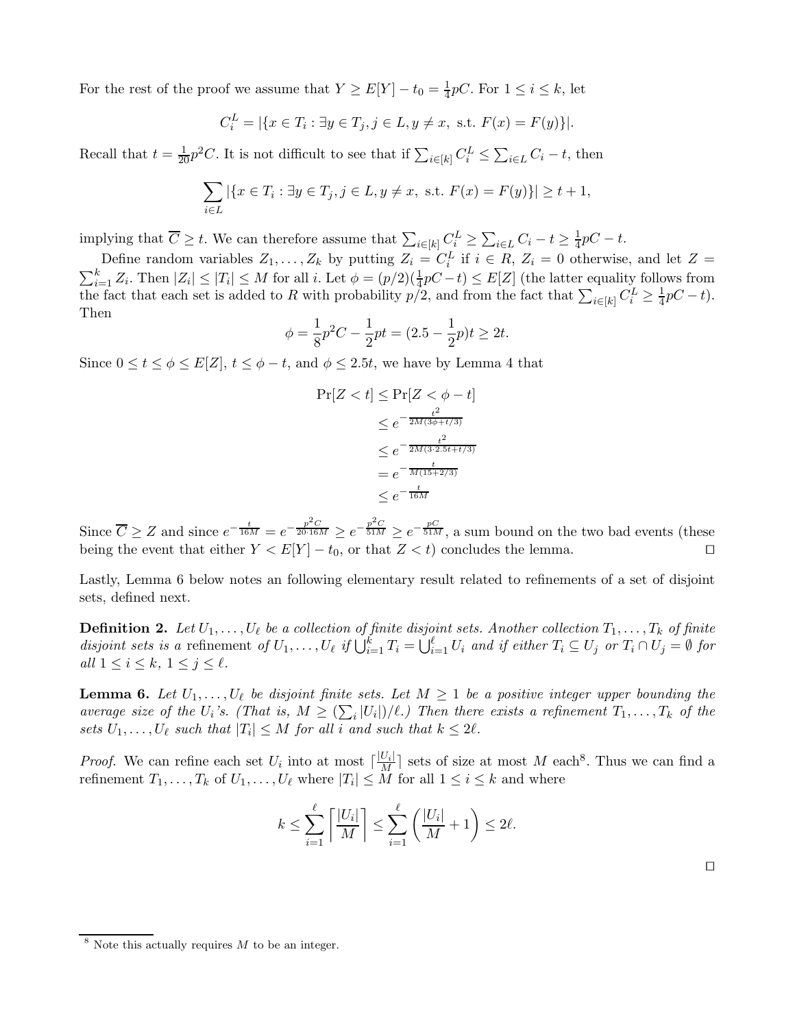For the rest of the proof we assume that $Y \geq E[Y] - t_0 = \frac{1}{4}pC$. For $1 \leq i \leq k$, let

$$C_i^L = |\{x \in T_i : \exists y \in T_j, j \in L, y \neq x, \text{ s.t. } F(x) = F(y)\}|.$$

Recall that $t = \frac{1}{20}p^2C$. It is not difficult to see that if $\sum_{i \in [k]} C_i^L \leq \sum_{i \in L} C_i - t$, then

$$\sum_{i \in L} |\{x \in T_i : \exists y \in T_j, j \in L, y \neq x, \text{ s.t. } F(x) = F(y)\}| \geq t + 1,$$

implying that $\overline{C} \geq t$. We can therefore assume that $\sum_{i \in [k]} C_i^L \geq \sum_{i \in L} C_i - t \geq \frac{1}{4}pC - t$.

Define random variables $Z_1, \ldots, Z_k$ by putting $Z_i = C_i^L$ if $i \in R$, $Z_i = 0$ otherwise, and let $Z = \sum_{i=1}^k Z_i$. Then $|Z_i| \leq |T_i| \leq M$ for all $i$. Let $\phi = (p/2)(\frac{1}{4}pC - t) \leq E[Z]$ (the latter equality follows from the fact that each set is added to $R$ with probability $p/2$, and from the fact that $\sum_{i \in [k]} C_i^L \geq \frac{1}{4}pC - t$). Then

$$\phi = \frac{1}{8}p^2C - \frac{1}{2}pt = (2.5 - \frac{1}{2}p)t \geq 2t.$$

Since $0 \leq t \leq \phi \leq E[Z]$, $t \leq \phi - t$, and $\phi \leq 2.5t$, we have by Lemma 4 that

$$\begin{aligned}
\Pr[Z < t] &\leq \Pr[Z < \phi - t] \\
&\leq e^{-\frac{t^2}{2M(3\phi + t/3)}} \\
&\leq e^{-\frac{t^2}{2M(3 \cdot 2.5t + t/3)}} \\
&= e^{-\frac{t}{M(15 + 2/3)}} \\
&\leq e^{-\frac{t}{16M}}
\end{aligned}$$

Since $\overline{C} \geq Z$ and since $e^{-\frac{t}{16M}} = e^{-\frac{p^2C}{20 \cdot 16M}} \geq e^{-\frac{p^2C}{51M}} \geq e^{-\frac{pC}{51M}}$, a sum bound on the two bad events (these being the event that either $Y < E[Y] - t_0$, or that $Z < t$) concludes the lemma. □

Lastly, Lemma 6 below notes an following elementary result related to refinements of a set of disjoint sets, defined next.

**Definition 2.** *Let $U_1, \ldots, U_\ell$ be a collection of finite disjoint sets. Another collection $T_1, \ldots, T_k$ of finite disjoint sets is a* refinement *of $U_1, \ldots, U_\ell$ if $\bigcup_{i=1}^k T_i = \bigcup_{i=1}^\ell U_i$ and if either $T_i \subseteq U_j$ or $T_i \cap U_j = \emptyset$ for all $1 \leq i \leq k$, $1 \leq j \leq \ell$.*

**Lemma 6.** *Let $U_1, \ldots, U_\ell$ be disjoint finite sets. Let $M \geq 1$ be a positive integer upper bounding the average size of the $U_i$'s. (That is, $M \geq (\sum_i |U_i|)/\ell$.) Then there exists a refinement $T_1, \ldots, T_k$ of the sets $U_1, \ldots, U_\ell$ such that $|T_i| \leq M$ for all $i$ and such that $k \leq 2\ell$.*

*Proof.* We can refine each set $U_i$ into at most $\lceil \frac{|U_i|}{M} \rceil$ sets of size at most $M$ each[8]. Thus we can find a refinement $T_1, \ldots, T_k$ of $U_1, \ldots, U_\ell$ where $|T_i| \leq M$ for all $1 \leq i \leq k$ and where

$$k \leq \sum_{i=1}^{\ell} \left\lceil \frac{|U_i|}{M} \right\rceil \leq \sum_{i=1}^{\ell} \left( \frac{|U_i|}{M} + 1 \right) \leq 2\ell.$$

□

[8] Note this actually requires $M$ to be an integer.